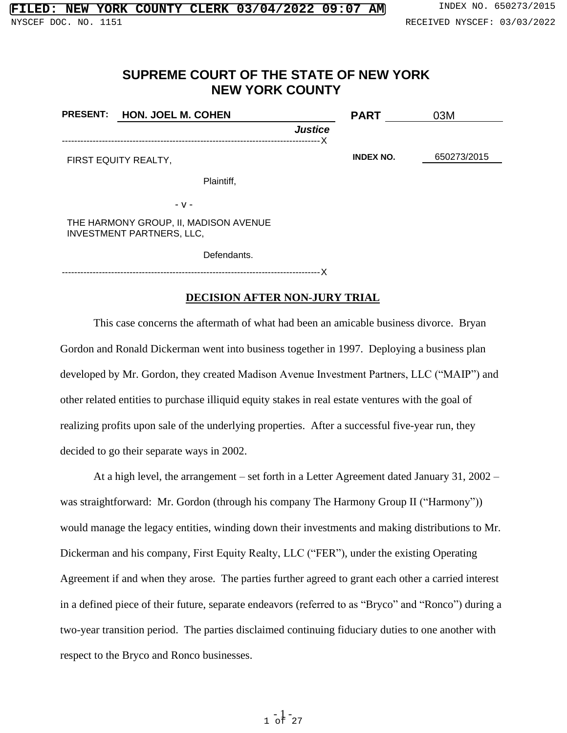FILED: NEW YORK COUNTY CLERK 03/04/2022 09:07 AM

INDEX NO. 650273/2015

NYSCEF DOC. NO. 1151

RECEIVED NYSCEF: 03/03/2022

# SUPREME COURT OF THE STATE OF NEW YORK
# NEW YORK COUNTY

**PRESENT:** **HON. JOEL M. COHEN** ***Justice***

**PART** 03M

---

FIRST EQUITY REALTY,

Plaintiff,

- v -

THE HARMONY GROUP, II, MADISON AVENUE INVESTMENT PARTNERS, LLC,

Defendants.

---

**INDEX NO.** 650273/2015

## DECISION AFTER NON-JURY TRIAL

This case concerns the aftermath of what had been an amicable business divorce. Bryan Gordon and Ronald Dickerman went into business together in 1997. Deploying a business plan developed by Mr. Gordon, they created Madison Avenue Investment Partners, LLC ("MAIP") and other related entities to purchase illiquid equity stakes in real estate ventures with the goal of realizing profits upon sale of the underlying properties. After a successful five-year run, they decided to go their separate ways in 2002.

At a high level, the arrangement – set forth in a Letter Agreement dated January 31, 2002 – was straightforward: Mr. Gordon (through his company The Harmony Group II ("Harmony")) would manage the legacy entities, winding down their investments and making distributions to Mr. Dickerman and his company, First Equity Realty, LLC ("FER"), under the existing Operating Agreement if and when they arose. The parties further agreed to grant each other a carried interest in a defined piece of their future, separate endeavors (referred to as "Bryco" and "Ronco") during a two-year transition period. The parties disclaimed continuing fiduciary duties to one another with respect to the Bryco and Ronco businesses.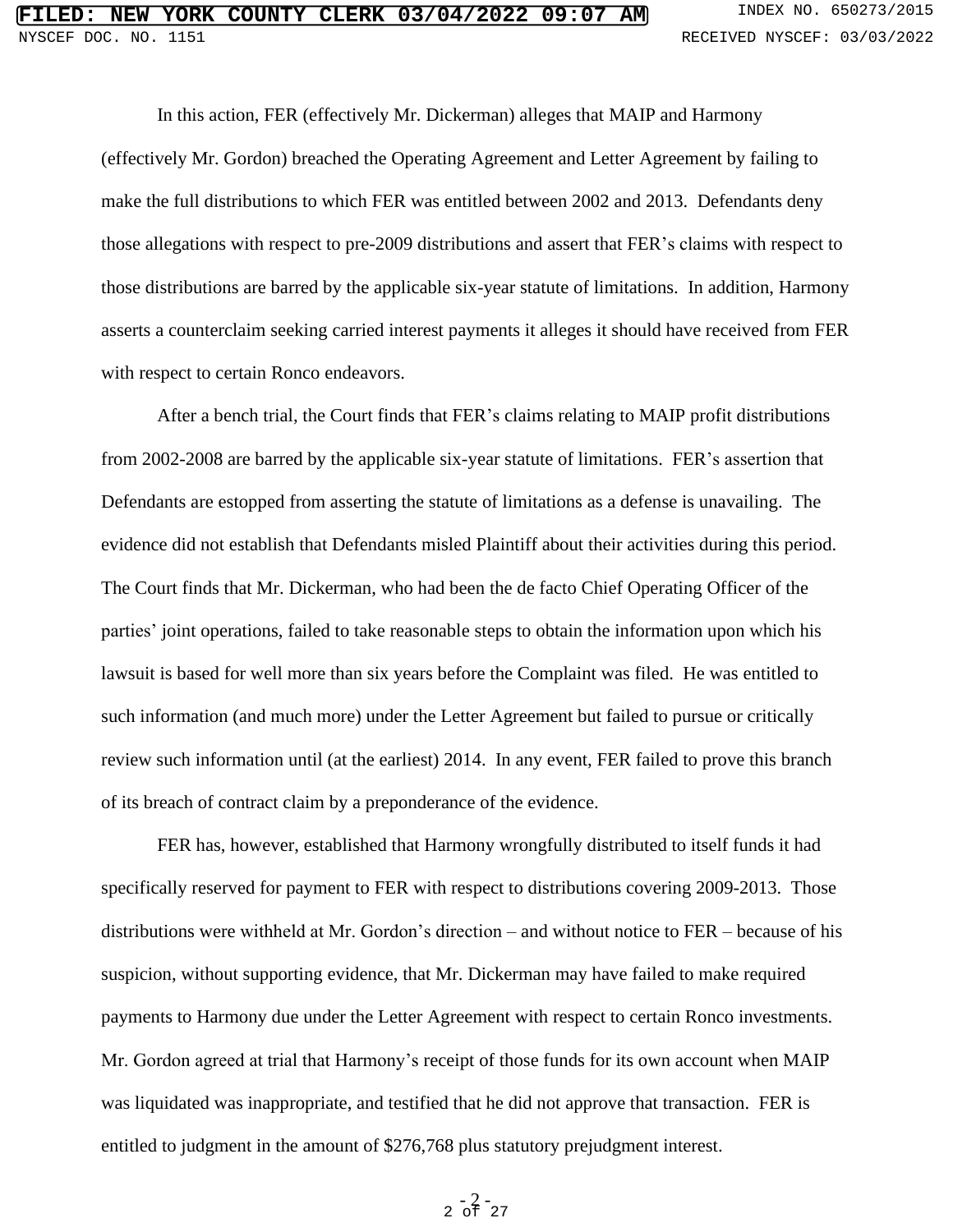In this action, FER (effectively Mr. Dickerman) alleges that MAIP and Harmony (effectively Mr. Gordon) breached the Operating Agreement and Letter Agreement by failing to make the full distributions to which FER was entitled between 2002 and 2013. Defendants deny those allegations with respect to pre-2009 distributions and assert that FER's claims with respect to those distributions are barred by the applicable six-year statute of limitations. In addition, Harmony asserts a counterclaim seeking carried interest payments it alleges it should have received from FER with respect to certain Ronco endeavors.

After a bench trial, the Court finds that FER's claims relating to MAIP profit distributions from 2002-2008 are barred by the applicable six-year statute of limitations. FER's assertion that Defendants are estopped from asserting the statute of limitations as a defense is unavailing. The evidence did not establish that Defendants misled Plaintiff about their activities during this period. The Court finds that Mr. Dickerman, who had been the de facto Chief Operating Officer of the parties' joint operations, failed to take reasonable steps to obtain the information upon which his lawsuit is based for well more than six years before the Complaint was filed. He was entitled to such information (and much more) under the Letter Agreement but failed to pursue or critically review such information until (at the earliest) 2014. In any event, FER failed to prove this branch of its breach of contract claim by a preponderance of the evidence.

FER has, however, established that Harmony wrongfully distributed to itself funds it had specifically reserved for payment to FER with respect to distributions covering 2009-2013. Those distributions were withheld at Mr. Gordon's direction – and without notice to FER – because of his suspicion, without supporting evidence, that Mr. Dickerman may have failed to make required payments to Harmony due under the Letter Agreement with respect to certain Ronco investments. Mr. Gordon agreed at trial that Harmony's receipt of those funds for its own account when MAIP was liquidated was inappropriate, and testified that he did not approve that transaction. FER is entitled to judgment in the amount of $276,768 plus statutory prejudgment interest.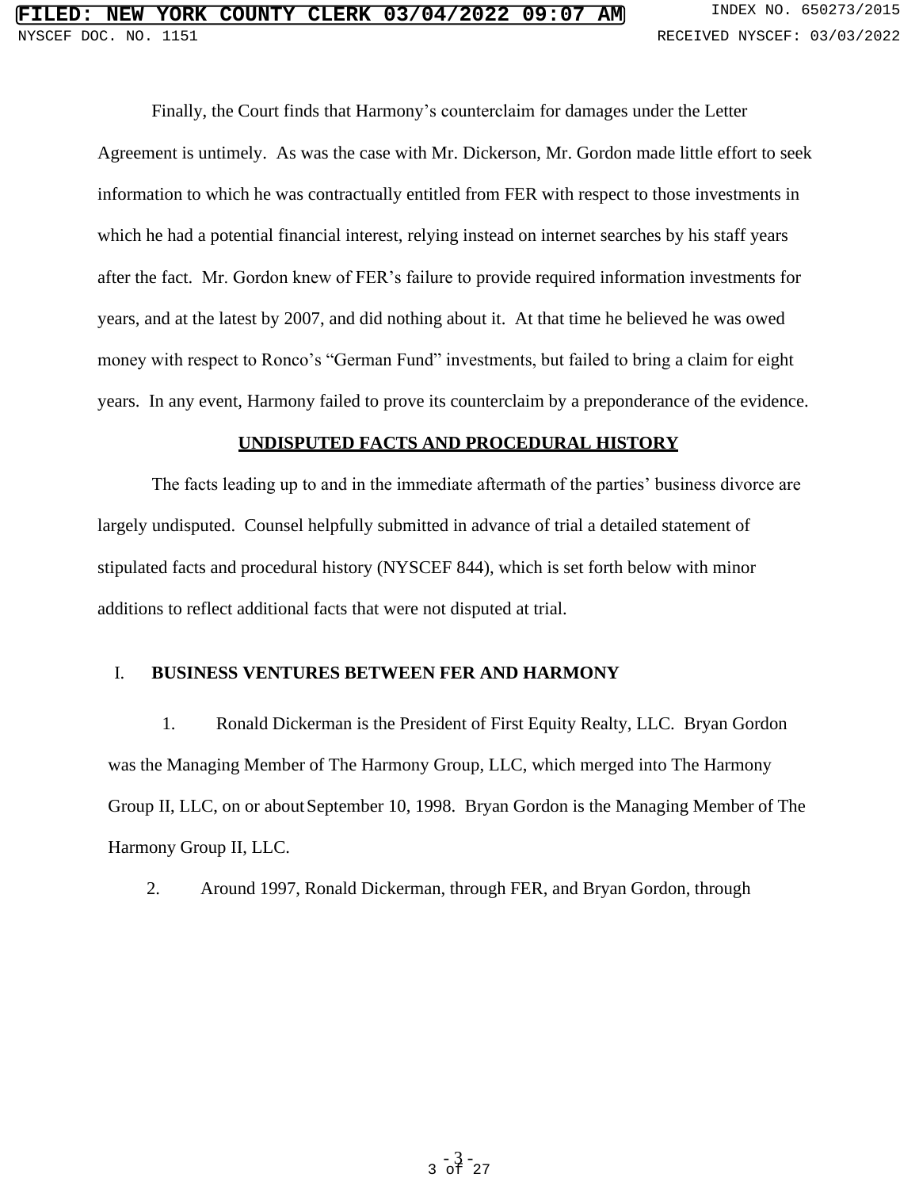Finally, the Court finds that Harmony's counterclaim for damages under the Letter Agreement is untimely. As was the case with Mr. Dickerson, Mr. Gordon made little effort to seek information to which he was contractually entitled from FER with respect to those investments in which he had a potential financial interest, relying instead on internet searches by his staff years after the fact. Mr. Gordon knew of FER's failure to provide required information investments for years, and at the latest by 2007, and did nothing about it. At that time he believed he was owed money with respect to Ronco's "German Fund" investments, but failed to bring a claim for eight years. In any event, Harmony failed to prove its counterclaim by a preponderance of the evidence.

## UNDISPUTED FACTS AND PROCEDURAL HISTORY

The facts leading up to and in the immediate aftermath of the parties' business divorce are largely undisputed. Counsel helpfully submitted in advance of trial a detailed statement of stipulated facts and procedural history (NYSCEF 844), which is set forth below with minor additions to reflect additional facts that were not disputed at trial.

### I. BUSINESS VENTURES BETWEEN FER AND HARMONY

1. Ronald Dickerman is the President of First Equity Realty, LLC. Bryan Gordon was the Managing Member of The Harmony Group, LLC, which merged into The Harmony Group II, LLC, on or about September 10, 1998. Bryan Gordon is the Managing Member of The Harmony Group II, LLC.

2. Around 1997, Ronald Dickerman, through FER, and Bryan Gordon, through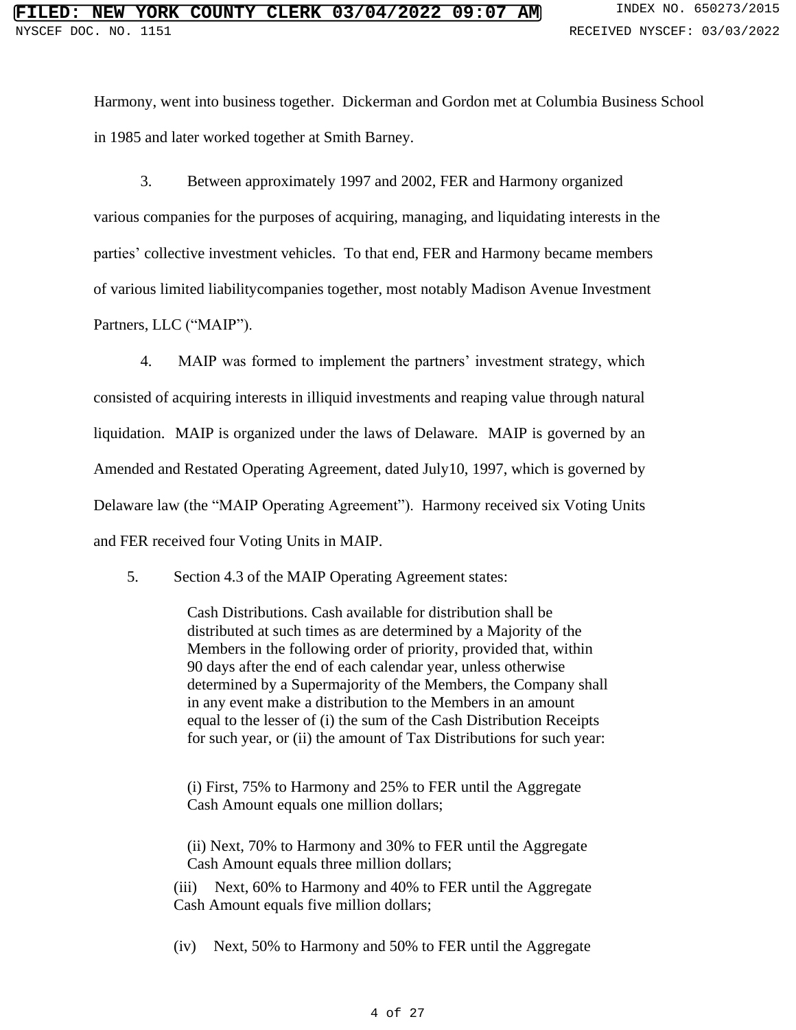Harmony, went into business together. Dickerman and Gordon met at Columbia Business School in 1985 and later worked together at Smith Barney.

3. Between approximately 1997 and 2002, FER and Harmony organized various companies for the purposes of acquiring, managing, and liquidating interests in the parties' collective investment vehicles. To that end, FER and Harmony became members of various limited liabilitycompanies together, most notably Madison Avenue Investment Partners, LLC ("MAIP").

4. MAIP was formed to implement the partners' investment strategy, which consisted of acquiring interests in illiquid investments and reaping value through natural liquidation. MAIP is organized under the laws of Delaware. MAIP is governed by an Amended and Restated Operating Agreement, dated July10, 1997, which is governed by Delaware law (the "MAIP Operating Agreement"). Harmony received six Voting Units and FER received four Voting Units in MAIP.

5. Section 4.3 of the MAIP Operating Agreement states:

> Cash Distributions. Cash available for distribution shall be distributed at such times as are determined by a Majority of the Members in the following order of priority, provided that, within 90 days after the end of each calendar year, unless otherwise determined by a Supermajority of the Members, the Company shall in any event make a distribution to the Members in an amount equal to the lesser of (i) the sum of the Cash Distribution Receipts for such year, or (ii) the amount of Tax Distributions for such year:
>
> (i) First, 75% to Harmony and 25% to FER until the Aggregate Cash Amount equals one million dollars;
>
> (ii) Next, 70% to Harmony and 30% to FER until the Aggregate Cash Amount equals three million dollars;
>
> (iii) Next, 60% to Harmony and 40% to FER until the Aggregate Cash Amount equals five million dollars;
>
> (iv) Next, 50% to Harmony and 50% to FER until the Aggregate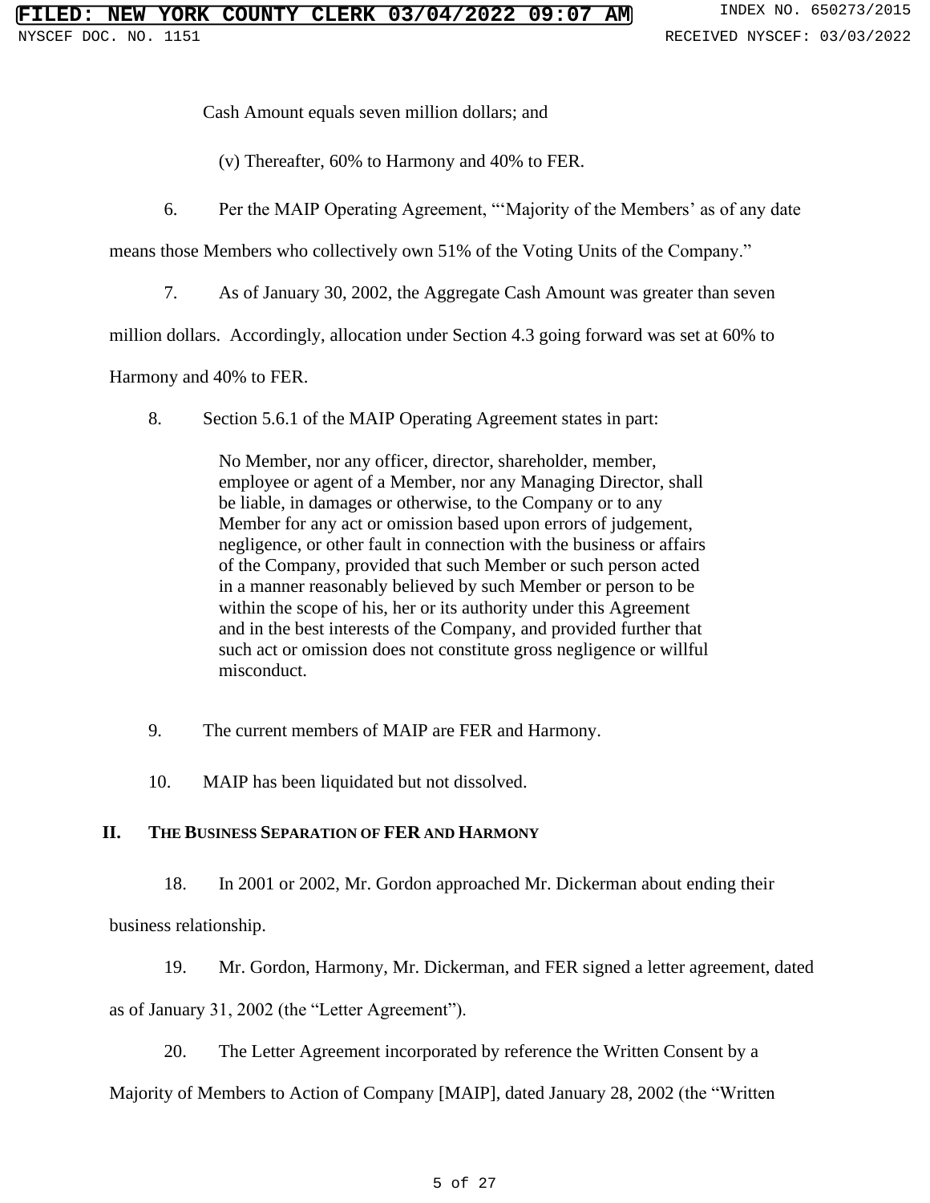Cash Amount equals seven million dollars; and

(v) Thereafter, 60% to Harmony and 40% to FER.

6. Per the MAIP Operating Agreement, "'Majority of the Members' as of any date means those Members who collectively own 51% of the Voting Units of the Company."

7. As of January 30, 2002, the Aggregate Cash Amount was greater than seven million dollars. Accordingly, allocation under Section 4.3 going forward was set at 60% to Harmony and 40% to FER.

8. Section 5.6.1 of the MAIP Operating Agreement states in part:

> No Member, nor any officer, director, shareholder, member, employee or agent of a Member, nor any Managing Director, shall be liable, in damages or otherwise, to the Company or to any Member for any act or omission based upon errors of judgement, negligence, or other fault in connection with the business or affairs of the Company, provided that such Member or such person acted in a manner reasonably believed by such Member or person to be within the scope of his, her or its authority under this Agreement and in the best interests of the Company, and provided further that such act or omission does not constitute gross negligence or willful misconduct.

9. The current members of MAIP are FER and Harmony.

10. MAIP has been liquidated but not dissolved.

## II. The Business Separation of FER and Harmony

18. In 2001 or 2002, Mr. Gordon approached Mr. Dickerman about ending their business relationship.

19. Mr. Gordon, Harmony, Mr. Dickerman, and FER signed a letter agreement, dated as of January 31, 2002 (the "Letter Agreement").

20. The Letter Agreement incorporated by reference the Written Consent by a Majority of Members to Action of Company [MAIP], dated January 28, 2002 (the "Written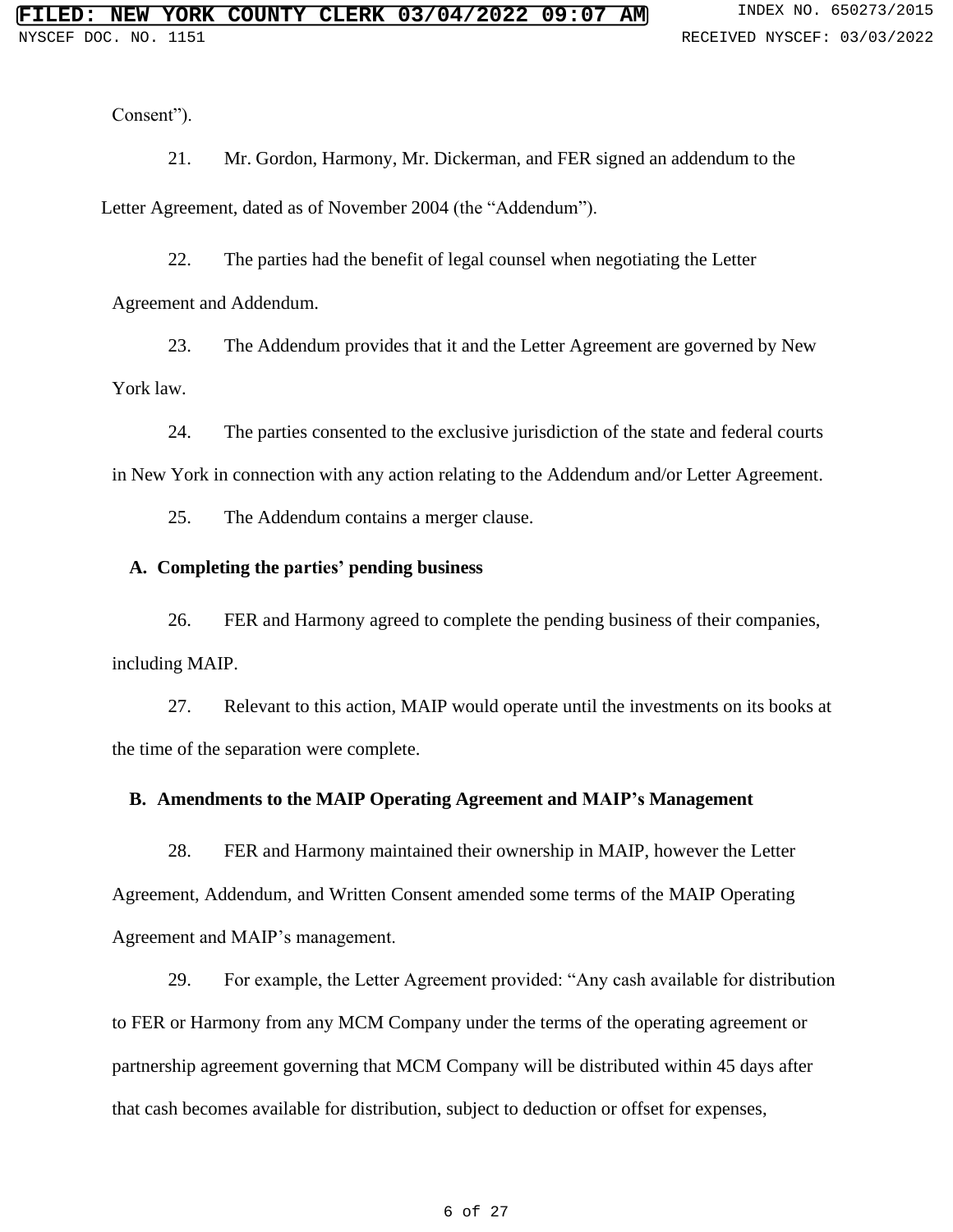Consent").

21. Mr. Gordon, Harmony, Mr. Dickerman, and FER signed an addendum to the Letter Agreement, dated as of November 2004 (the "Addendum").

22. The parties had the benefit of legal counsel when negotiating the Letter Agreement and Addendum.

23. The Addendum provides that it and the Letter Agreement are governed by New York law.

24. The parties consented to the exclusive jurisdiction of the state and federal courts in New York in connection with any action relating to the Addendum and/or Letter Agreement.

25. The Addendum contains a merger clause.

**A. Completing the parties' pending business**

26. FER and Harmony agreed to complete the pending business of their companies, including MAIP.

27. Relevant to this action, MAIP would operate until the investments on its books at the time of the separation were complete.

**B. Amendments to the MAIP Operating Agreement and MAIP's Management**

28. FER and Harmony maintained their ownership in MAIP, however the Letter Agreement, Addendum, and Written Consent amended some terms of the MAIP Operating Agreement and MAIP's management.

29. For example, the Letter Agreement provided: "Any cash available for distribution to FER or Harmony from any MCM Company under the terms of the operating agreement or partnership agreement governing that MCM Company will be distributed within 45 days after that cash becomes available for distribution, subject to deduction or offset for expenses,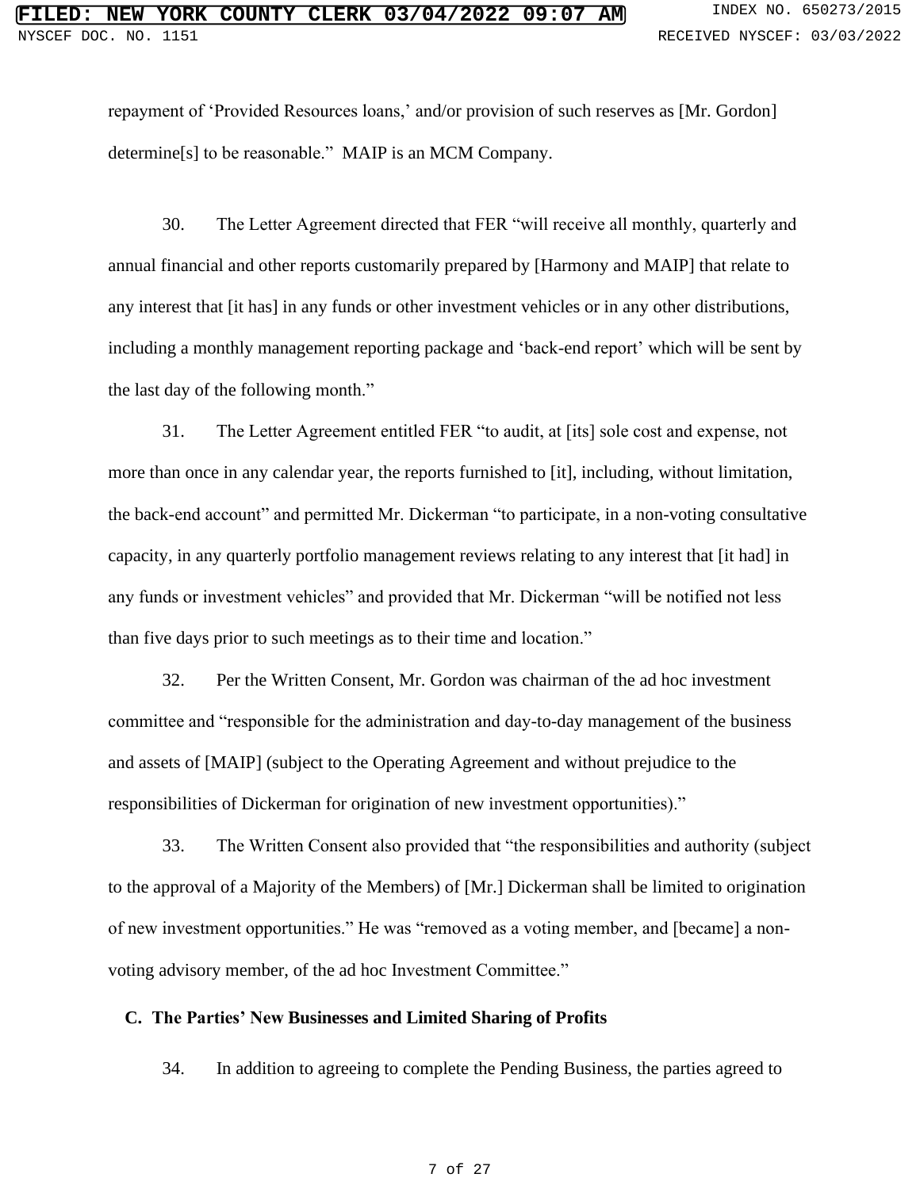repayment of 'Provided Resources loans,' and/or provision of such reserves as [Mr. Gordon] determine[s] to be reasonable." MAIP is an MCM Company.

30. The Letter Agreement directed that FER "will receive all monthly, quarterly and annual financial and other reports customarily prepared by [Harmony and MAIP] that relate to any interest that [it has] in any funds or other investment vehicles or in any other distributions, including a monthly management reporting package and 'back-end report' which will be sent by the last day of the following month."

31. The Letter Agreement entitled FER "to audit, at [its] sole cost and expense, not more than once in any calendar year, the reports furnished to [it], including, without limitation, the back-end account" and permitted Mr. Dickerman "to participate, in a non-voting consultative capacity, in any quarterly portfolio management reviews relating to any interest that [it had] in any funds or investment vehicles" and provided that Mr. Dickerman "will be notified not less than five days prior to such meetings as to their time and location."

32. Per the Written Consent, Mr. Gordon was chairman of the ad hoc investment committee and "responsible for the administration and day-to-day management of the business and assets of [MAIP] (subject to the Operating Agreement and without prejudice to the responsibilities of Dickerman for origination of new investment opportunities)."

33. The Written Consent also provided that "the responsibilities and authority (subject to the approval of a Majority of the Members) of [Mr.] Dickerman shall be limited to origination of new investment opportunities." He was "removed as a voting member, and [became] a non-voting advisory member, of the ad hoc Investment Committee."

### C. The Parties' New Businesses and Limited Sharing of Profits

34. In addition to agreeing to complete the Pending Business, the parties agreed to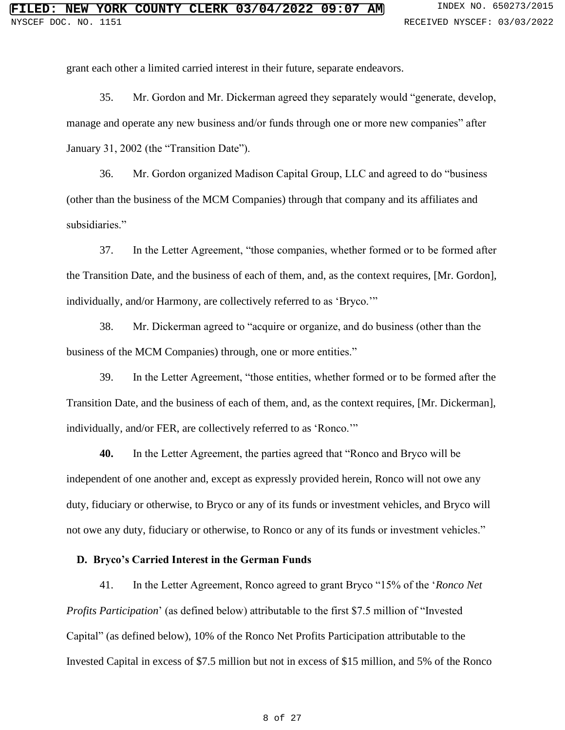grant each other a limited carried interest in their future, separate endeavors.

35. Mr. Gordon and Mr. Dickerman agreed they separately would "generate, develop, manage and operate any new business and/or funds through one or more new companies" after January 31, 2002 (the "Transition Date").

36. Mr. Gordon organized Madison Capital Group, LLC and agreed to do "business (other than the business of the MCM Companies) through that company and its affiliates and subsidiaries."

37. In the Letter Agreement, "those companies, whether formed or to be formed after the Transition Date, and the business of each of them, and, as the context requires, [Mr. Gordon], individually, and/or Harmony, are collectively referred to as 'Bryco.'"

38. Mr. Dickerman agreed to "acquire or organize, and do business (other than the business of the MCM Companies) through, one or more entities."

39. In the Letter Agreement, "those entities, whether formed or to be formed after the Transition Date, and the business of each of them, and, as the context requires, [Mr. Dickerman], individually, and/or FER, are collectively referred to as 'Ronco.'"

**40.** In the Letter Agreement, the parties agreed that "Ronco and Bryco will be independent of one another and, except as expressly provided herein, Ronco will not owe any duty, fiduciary or otherwise, to Bryco or any of its funds or investment vehicles, and Bryco will not owe any duty, fiduciary or otherwise, to Ronco or any of its funds or investment vehicles."

### D. Bryco's Carried Interest in the German Funds

41. In the Letter Agreement, Ronco agreed to grant Bryco "15% of the '*Ronco Net Profits Participation*' (as defined below) attributable to the first $7.5 million of "Invested Capital" (as defined below), 10% of the Ronco Net Profits Participation attributable to the Invested Capital in excess of $7.5 million but not in excess of $15 million, and 5% of the Ronco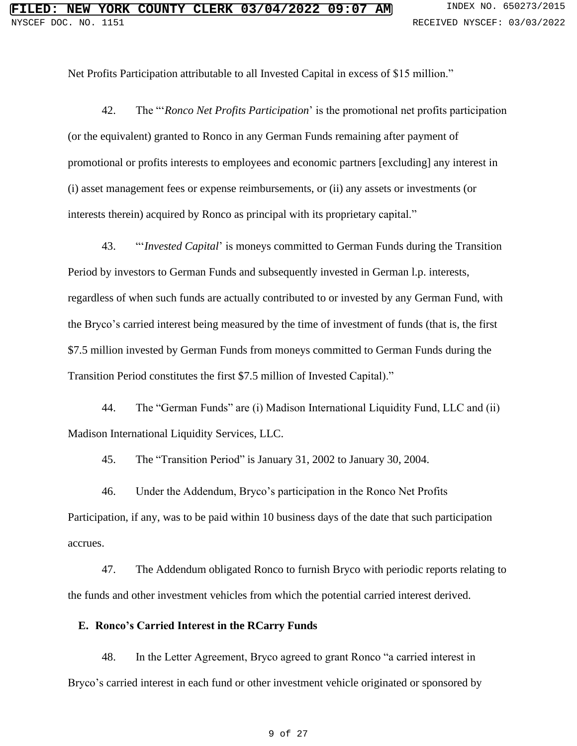Net Profits Participation attributable to all Invested Capital in excess of $15 million."

42. The "'*Ronco Net Profits Participation*' is the promotional net profits participation (or the equivalent) granted to Ronco in any German Funds remaining after payment of promotional or profits interests to employees and economic partners [excluding] any interest in (i) asset management fees or expense reimbursements, or (ii) any assets or investments (or interests therein) acquired by Ronco as principal with its proprietary capital."

43. "'*Invested Capital*' is moneys committed to German Funds during the Transition Period by investors to German Funds and subsequently invested in German l.p. interests, regardless of when such funds are actually contributed to or invested by any German Fund, with the Bryco's carried interest being measured by the time of investment of funds (that is, the first $7.5 million invested by German Funds from moneys committed to German Funds during the Transition Period constitutes the first $7.5 million of Invested Capital)."

44. The "German Funds" are (i) Madison International Liquidity Fund, LLC and (ii) Madison International Liquidity Services, LLC.

45. The "Transition Period" is January 31, 2002 to January 30, 2004.

46. Under the Addendum, Bryco's participation in the Ronco Net Profits Participation, if any, was to be paid within 10 business days of the date that such participation accrues.

47. The Addendum obligated Ronco to furnish Bryco with periodic reports relating to the funds and other investment vehicles from which the potential carried interest derived.

**E. Ronco's Carried Interest in the RCarry Funds**

48. In the Letter Agreement, Bryco agreed to grant Ronco "a carried interest in Bryco's carried interest in each fund or other investment vehicle originated or sponsored by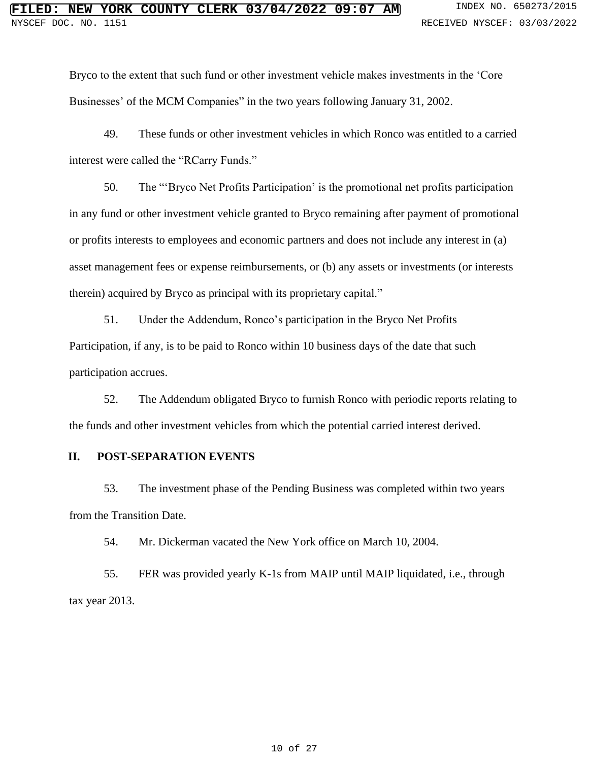Bryco to the extent that such fund or other investment vehicle makes investments in the 'Core Businesses' of the MCM Companies" in the two years following January 31, 2002.

49. These funds or other investment vehicles in which Ronco was entitled to a carried interest were called the "RCarry Funds."

50. The "'Bryco Net Profits Participation' is the promotional net profits participation in any fund or other investment vehicle granted to Bryco remaining after payment of promotional or profits interests to employees and economic partners and does not include any interest in (a) asset management fees or expense reimbursements, or (b) any assets or investments (or interests therein) acquired by Bryco as principal with its proprietary capital."

51. Under the Addendum, Ronco's participation in the Bryco Net Profits Participation, if any, is to be paid to Ronco within 10 business days of the date that such participation accrues.

52. The Addendum obligated Bryco to furnish Ronco with periodic reports relating to the funds and other investment vehicles from which the potential carried interest derived.

## II. POST-SEPARATION EVENTS

53. The investment phase of the Pending Business was completed within two years from the Transition Date.

54. Mr. Dickerman vacated the New York office on March 10, 2004.

55. FER was provided yearly K-1s from MAIP until MAIP liquidated, i.e., through tax year 2013.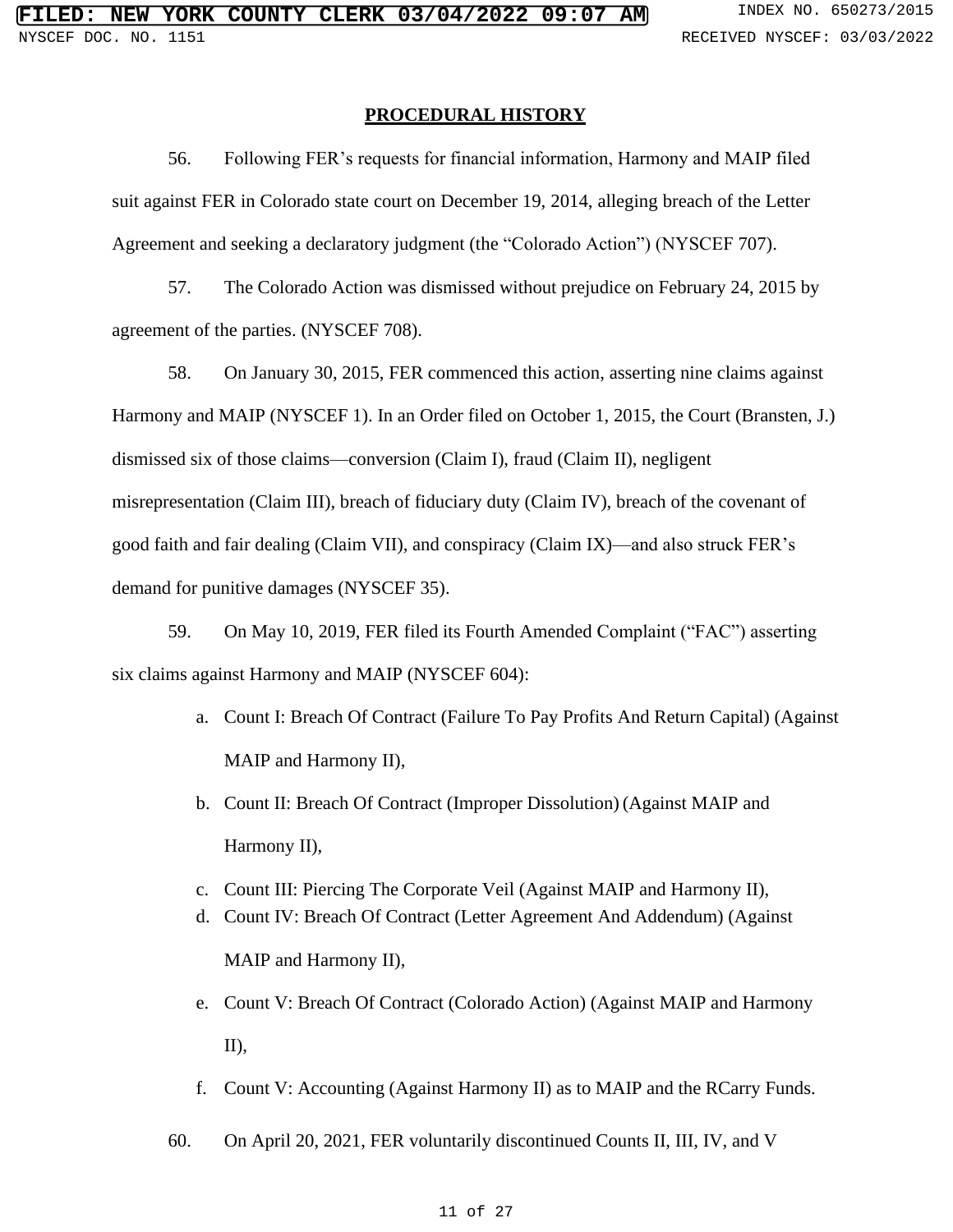## PROCEDURAL HISTORY

56. Following FER's requests for financial information, Harmony and MAIP filed suit against FER in Colorado state court on December 19, 2014, alleging breach of the Letter Agreement and seeking a declaratory judgment (the "Colorado Action") (NYSCEF 707).

57. The Colorado Action was dismissed without prejudice on February 24, 2015 by agreement of the parties. (NYSCEF 708).

58. On January 30, 2015, FER commenced this action, asserting nine claims against Harmony and MAIP (NYSCEF 1). In an Order filed on October 1, 2015, the Court (Bransten, J.) dismissed six of those claims—conversion (Claim I), fraud (Claim II), negligent misrepresentation (Claim III), breach of fiduciary duty (Claim IV), breach of the covenant of good faith and fair dealing (Claim VII), and conspiracy (Claim IX)—and also struck FER's demand for punitive damages (NYSCEF 35).

59. On May 10, 2019, FER filed its Fourth Amended Complaint ("FAC") asserting six claims against Harmony and MAIP (NYSCEF 604):

a. Count I: Breach Of Contract (Failure To Pay Profits And Return Capital) (Against MAIP and Harmony II),

b. Count II: Breach Of Contract (Improper Dissolution) (Against MAIP and Harmony II),

c. Count III: Piercing The Corporate Veil (Against MAIP and Harmony II),

d. Count IV: Breach Of Contract (Letter Agreement And Addendum) (Against MAIP and Harmony II),

e. Count V: Breach Of Contract (Colorado Action) (Against MAIP and Harmony II),

f. Count V: Accounting (Against Harmony II) as to MAIP and the RCarry Funds.

60. On April 20, 2021, FER voluntarily discontinued Counts II, III, IV, and V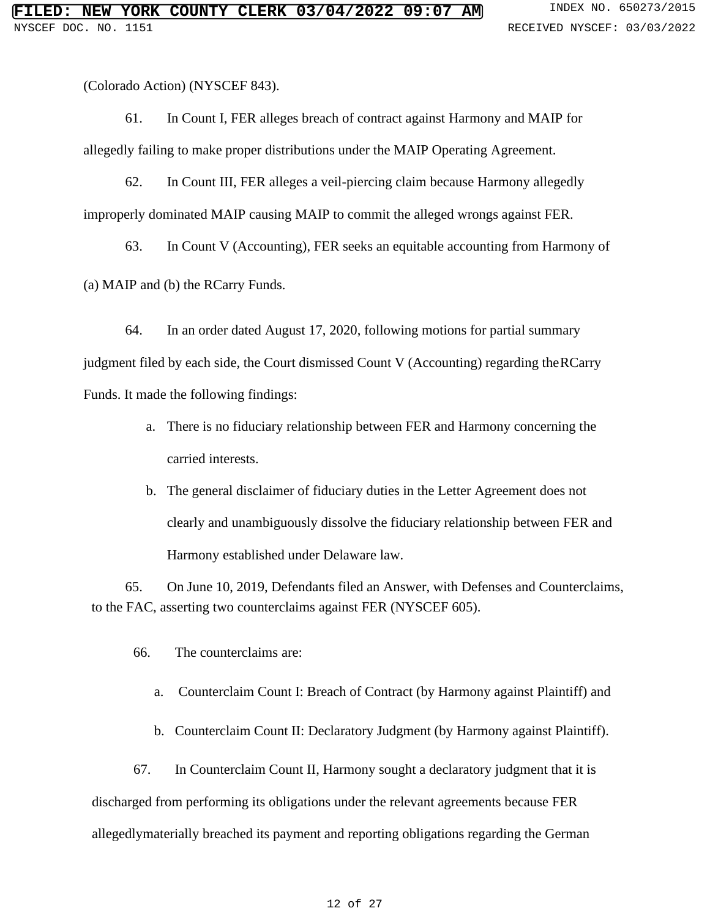(Colorado Action) (NYSCEF 843).

61. In Count I, FER alleges breach of contract against Harmony and MAIP for allegedly failing to make proper distributions under the MAIP Operating Agreement.

62. In Count III, FER alleges a veil-piercing claim because Harmony allegedly improperly dominated MAIP causing MAIP to commit the alleged wrongs against FER.

63. In Count V (Accounting), FER seeks an equitable accounting from Harmony of (a) MAIP and (b) the RCarry Funds.

64. In an order dated August 17, 2020, following motions for partial summary judgment filed by each side, the Court dismissed Count V (Accounting) regarding the RCarry Funds. It made the following findings:

a. There is no fiduciary relationship between FER and Harmony concerning the carried interests.

b. The general disclaimer of fiduciary duties in the Letter Agreement does not clearly and unambiguously dissolve the fiduciary relationship between FER and Harmony established under Delaware law.

65. On June 10, 2019, Defendants filed an Answer, with Defenses and Counterclaims, to the FAC, asserting two counterclaims against FER (NYSCEF 605).

66. The counterclaims are:

a. Counterclaim Count I: Breach of Contract (by Harmony against Plaintiff) and

b. Counterclaim Count II: Declaratory Judgment (by Harmony against Plaintiff).

67. In Counterclaim Count II, Harmony sought a declaratory judgment that it is discharged from performing its obligations under the relevant agreements because FER allegedlymaterially breached its payment and reporting obligations regarding the German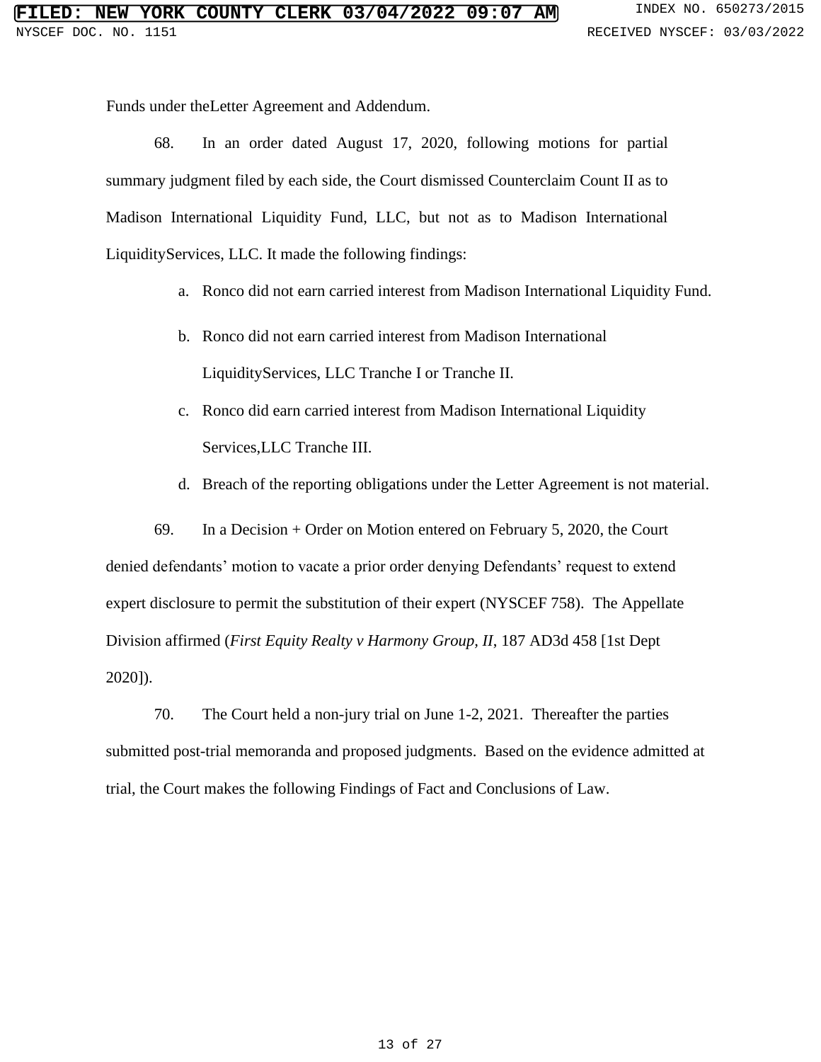Funds under theLetter Agreement and Addendum.

68. In an order dated August 17, 2020, following motions for partial summary judgment filed by each side, the Court dismissed Counterclaim Count II as to Madison International Liquidity Fund, LLC, but not as to Madison International LiquidityServices, LLC. It made the following findings:

a. Ronco did not earn carried interest from Madison International Liquidity Fund.

b. Ronco did not earn carried interest from Madison International LiquidityServices, LLC Tranche I or Tranche II.

c. Ronco did earn carried interest from Madison International Liquidity Services,LLC Tranche III.

d. Breach of the reporting obligations under the Letter Agreement is not material.

69. In a Decision + Order on Motion entered on February 5, 2020, the Court denied defendants' motion to vacate a prior order denying Defendants' request to extend expert disclosure to permit the substitution of their expert (NYSCEF 758). The Appellate Division affirmed (*First Equity Realty v Harmony Group, II*, 187 AD3d 458 [1st Dept 2020]).

70. The Court held a non-jury trial on June 1-2, 2021. Thereafter the parties submitted post-trial memoranda and proposed judgments. Based on the evidence admitted at trial, the Court makes the following Findings of Fact and Conclusions of Law.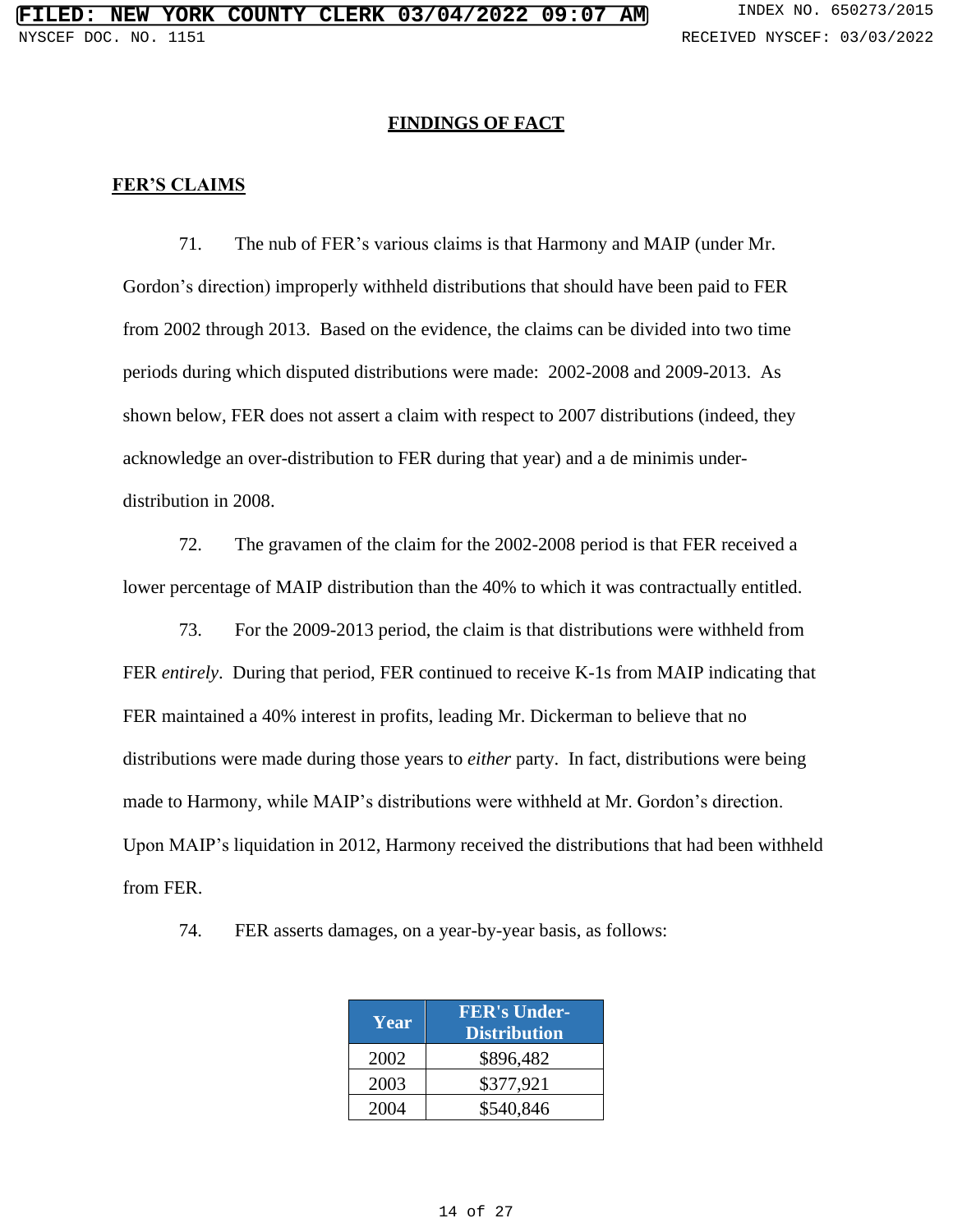## FINDINGS OF FACT

### FER'S CLAIMS

71. The nub of FER's various claims is that Harmony and MAIP (under Mr. Gordon's direction) improperly withheld distributions that should have been paid to FER from 2002 through 2013. Based on the evidence, the claims can be divided into two time periods during which disputed distributions were made: 2002-2008 and 2009-2013. As shown below, FER does not assert a claim with respect to 2007 distributions (indeed, they acknowledge an over-distribution to FER during that year) and a de minimis under-distribution in 2008.

72. The gravamen of the claim for the 2002-2008 period is that FER received a lower percentage of MAIP distribution than the 40% to which it was contractually entitled.

73. For the 2009-2013 period, the claim is that distributions were withheld from FER *entirely*. During that period, FER continued to receive K-1s from MAIP indicating that FER maintained a 40% interest in profits, leading Mr. Dickerman to believe that no distributions were made during those years to *either* party. In fact, distributions were being made to Harmony, while MAIP's distributions were withheld at Mr. Gordon's direction. Upon MAIP's liquidation in 2012, Harmony received the distributions that had been withheld from FER.

74. FER asserts damages, on a year-by-year basis, as follows:

| Year | FER's Under-Distribution |
|---|---|
| 2002 | $896,482 |
| 2003 | $377,921 |
| 2004 | $540,846 |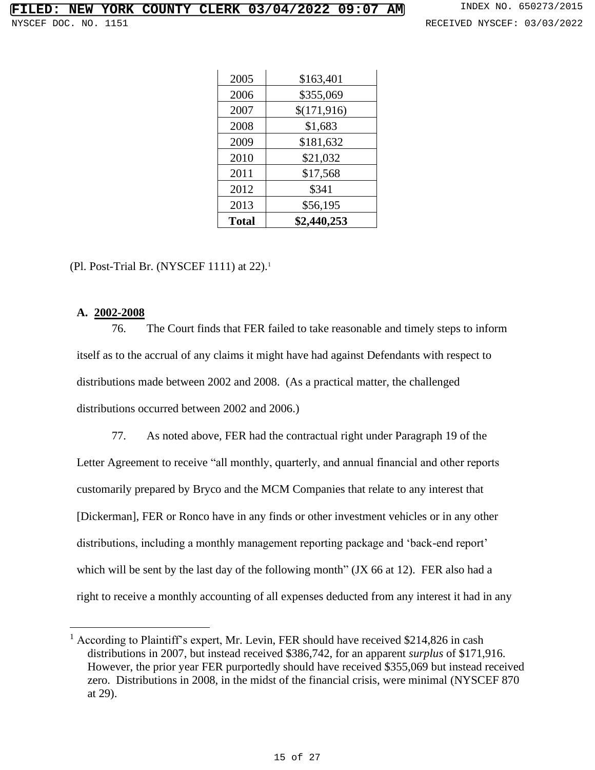| 2005 | $163,401 |
|---|---|
| 2006 | $355,069 |
| 2007 | $(171,916) |
| 2008 | $1,683 |
| 2009 | $181,632 |
| 2010 | $21,032 |
| 2011 | $17,568 |
| 2012 | $341 |
| 2013 | $56,195 |
| **Total** | **$2,440,253** |

(Pl. Post-Trial Br. (NYSCEF 1111) at 22).[1]

**A. 2002-2008**

76. The Court finds that FER failed to take reasonable and timely steps to inform itself as to the accrual of any claims it might have had against Defendants with respect to distributions made between 2002 and 2008. (As a practical matter, the challenged distributions occurred between 2002 and 2006.)

77. As noted above, FER had the contractual right under Paragraph 19 of the Letter Agreement to receive "all monthly, quarterly, and annual financial and other reports customarily prepared by Bryco and the MCM Companies that relate to any interest that [Dickerman], FER or Ronco have in any finds or other investment vehicles or in any other distributions, including a monthly management reporting package and 'back-end report' which will be sent by the last day of the following month" (JX 66 at 12). FER also had a right to receive a monthly accounting of all expenses deducted from any interest it had in any

[1] According to Plaintiff's expert, Mr. Levin, FER should have received $214,826 in cash distributions in 2007, but instead received $386,742, for an apparent *surplus* of $171,916. However, the prior year FER purportedly should have received $355,069 but instead received zero. Distributions in 2008, in the midst of the financial crisis, were minimal (NYSCEF 870 at 29).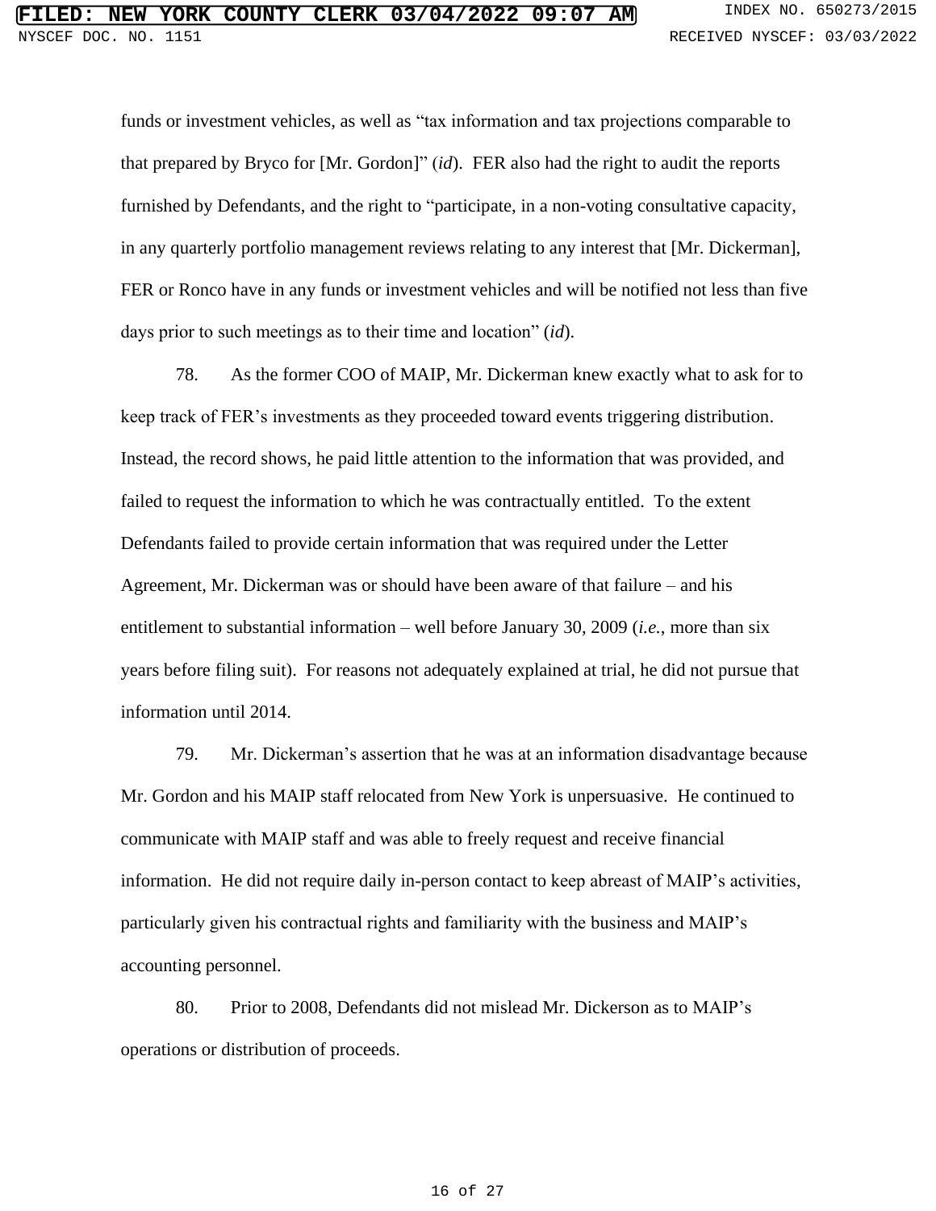funds or investment vehicles, as well as "tax information and tax projections comparable to that prepared by Bryco for [Mr. Gordon]" (*id*). FER also had the right to audit the reports furnished by Defendants, and the right to "participate, in a non-voting consultative capacity, in any quarterly portfolio management reviews relating to any interest that [Mr. Dickerman], FER or Ronco have in any funds or investment vehicles and will be notified not less than five days prior to such meetings as to their time and location" (*id*).

78. As the former COO of MAIP, Mr. Dickerman knew exactly what to ask for to keep track of FER's investments as they proceeded toward events triggering distribution. Instead, the record shows, he paid little attention to the information that was provided, and failed to request the information to which he was contractually entitled. To the extent Defendants failed to provide certain information that was required under the Letter Agreement, Mr. Dickerman was or should have been aware of that failure – and his entitlement to substantial information – well before January 30, 2009 (*i.e.*, more than six years before filing suit). For reasons not adequately explained at trial, he did not pursue that information until 2014.

79. Mr. Dickerman's assertion that he was at an information disadvantage because Mr. Gordon and his MAIP staff relocated from New York is unpersuasive. He continued to communicate with MAIP staff and was able to freely request and receive financial information. He did not require daily in-person contact to keep abreast of MAIP's activities, particularly given his contractual rights and familiarity with the business and MAIP's accounting personnel.

80. Prior to 2008, Defendants did not mislead Mr. Dickerson as to MAIP's operations or distribution of proceeds.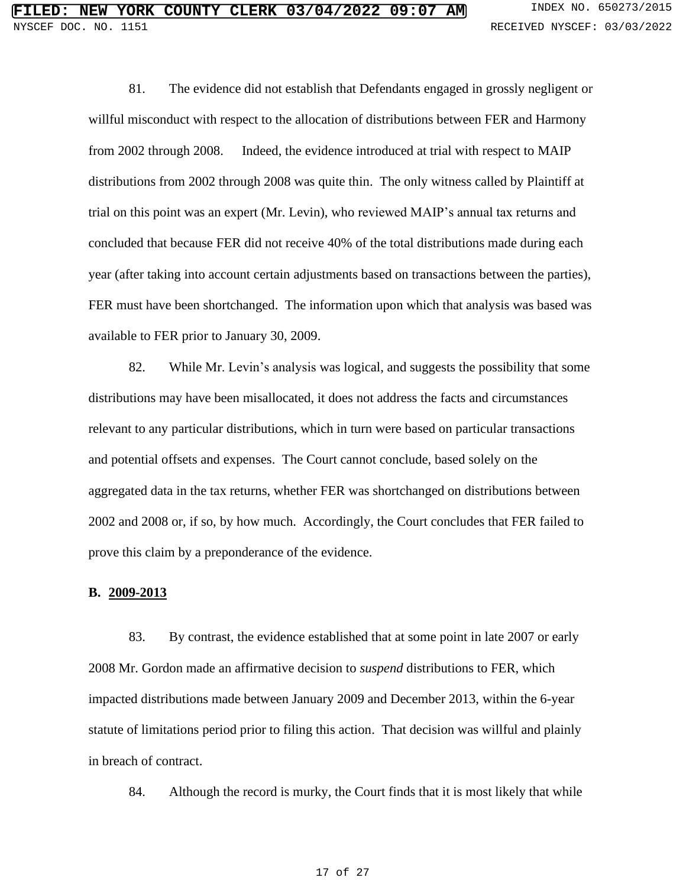81. The evidence did not establish that Defendants engaged in grossly negligent or willful misconduct with respect to the allocation of distributions between FER and Harmony from 2002 through 2008. Indeed, the evidence introduced at trial with respect to MAIP distributions from 2002 through 2008 was quite thin. The only witness called by Plaintiff at trial on this point was an expert (Mr. Levin), who reviewed MAIP's annual tax returns and concluded that because FER did not receive 40% of the total distributions made during each year (after taking into account certain adjustments based on transactions between the parties), FER must have been shortchanged. The information upon which that analysis was based was available to FER prior to January 30, 2009.

82. While Mr. Levin's analysis was logical, and suggests the possibility that some distributions may have been misallocated, it does not address the facts and circumstances relevant to any particular distributions, which in turn were based on particular transactions and potential offsets and expenses. The Court cannot conclude, based solely on the aggregated data in the tax returns, whether FER was shortchanged on distributions between 2002 and 2008 or, if so, by how much. Accordingly, the Court concludes that FER failed to prove this claim by a preponderance of the evidence.

**B. <u>2009-2013</u>**

83. By contrast, the evidence established that at some point in late 2007 or early 2008 Mr. Gordon made an affirmative decision to *suspend* distributions to FER, which impacted distributions made between January 2009 and December 2013, within the 6-year statute of limitations period prior to filing this action. That decision was willful and plainly in breach of contract.

84. Although the record is murky, the Court finds that it is most likely that while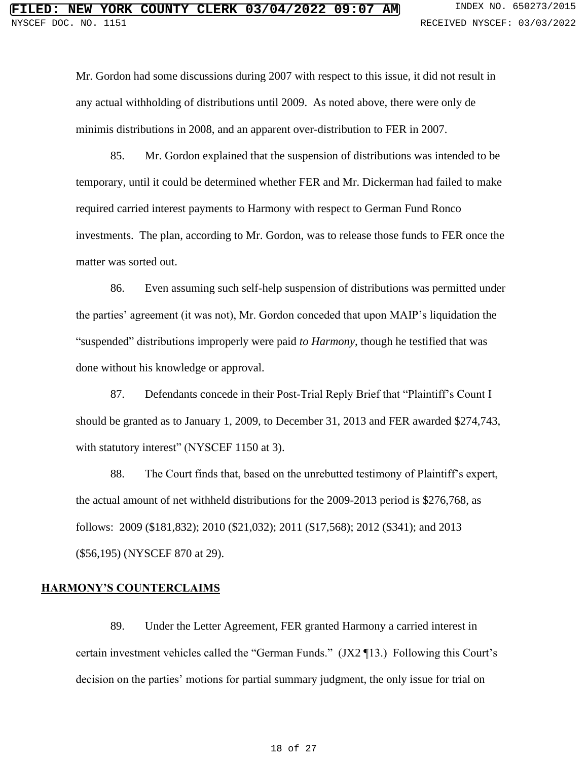Mr. Gordon had some discussions during 2007 with respect to this issue, it did not result in any actual withholding of distributions until 2009. As noted above, there were only de minimis distributions in 2008, and an apparent over-distribution to FER in 2007.

85. Mr. Gordon explained that the suspension of distributions was intended to be temporary, until it could be determined whether FER and Mr. Dickerman had failed to make required carried interest payments to Harmony with respect to German Fund Ronco investments. The plan, according to Mr. Gordon, was to release those funds to FER once the matter was sorted out.

86. Even assuming such self-help suspension of distributions was permitted under the parties' agreement (it was not), Mr. Gordon conceded that upon MAIP's liquidation the "suspended" distributions improperly were paid *to Harmony*, though he testified that was done without his knowledge or approval.

87. Defendants concede in their Post-Trial Reply Brief that "Plaintiff's Count I should be granted as to January 1, 2009, to December 31, 2013 and FER awarded $274,743, with statutory interest" (NYSCEF 1150 at 3).

88. The Court finds that, based on the unrebutted testimony of Plaintiff's expert, the actual amount of net withheld distributions for the 2009-2013 period is $276,768, as follows: 2009 ($181,832); 2010 ($21,032); 2011 ($17,568); 2012 ($341); and 2013 ($56,195) (NYSCEF 870 at 29).

## HARMONY'S COUNTERCLAIMS

89. Under the Letter Agreement, FER granted Harmony a carried interest in certain investment vehicles called the "German Funds." (JX2 ¶13.) Following this Court's decision on the parties' motions for partial summary judgment, the only issue for trial on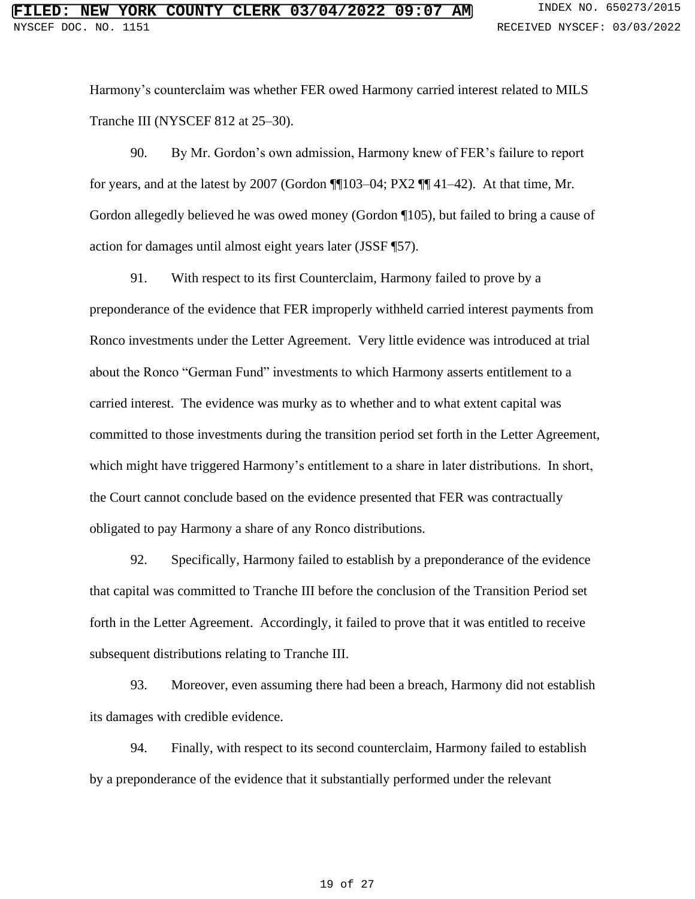Harmony's counterclaim was whether FER owed Harmony carried interest related to MILS Tranche III (NYSCEF 812 at 25–30).

90. By Mr. Gordon's own admission, Harmony knew of FER's failure to report for years, and at the latest by 2007 (Gordon ¶¶103–04; PX2 ¶¶ 41–42). At that time, Mr. Gordon allegedly believed he was owed money (Gordon ¶105), but failed to bring a cause of action for damages until almost eight years later (JSSF ¶57).

91. With respect to its first Counterclaim, Harmony failed to prove by a preponderance of the evidence that FER improperly withheld carried interest payments from Ronco investments under the Letter Agreement. Very little evidence was introduced at trial about the Ronco "German Fund" investments to which Harmony asserts entitlement to a carried interest. The evidence was murky as to whether and to what extent capital was committed to those investments during the transition period set forth in the Letter Agreement, which might have triggered Harmony's entitlement to a share in later distributions. In short, the Court cannot conclude based on the evidence presented that FER was contractually obligated to pay Harmony a share of any Ronco distributions.

92. Specifically, Harmony failed to establish by a preponderance of the evidence that capital was committed to Tranche III before the conclusion of the Transition Period set forth in the Letter Agreement. Accordingly, it failed to prove that it was entitled to receive subsequent distributions relating to Tranche III.

93. Moreover, even assuming there had been a breach, Harmony did not establish its damages with credible evidence.

94. Finally, with respect to its second counterclaim, Harmony failed to establish by a preponderance of the evidence that it substantially performed under the relevant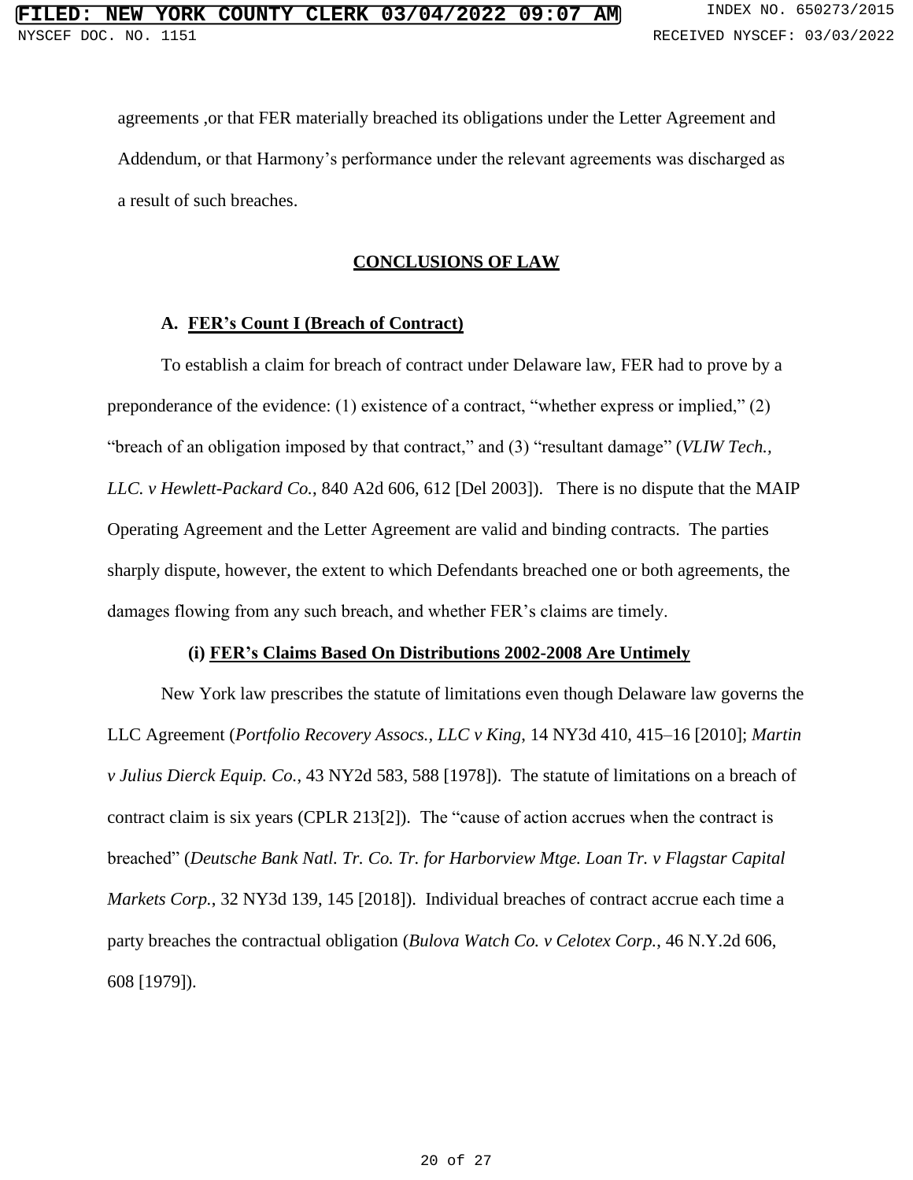agreements ,or that FER materially breached its obligations under the Letter Agreement and Addendum, or that Harmony's performance under the relevant agreements was discharged as a result of such breaches.

## CONCLUSIONS OF LAW

### A. FER's Count I (Breach of Contract)

To establish a claim for breach of contract under Delaware law, FER had to prove by a preponderance of the evidence: (1) existence of a contract, "whether express or implied," (2) "breach of an obligation imposed by that contract," and (3) "resultant damage" (*VLIW Tech., LLC. v Hewlett-Packard Co.*, 840 A2d 606, 612 [Del 2003]). There is no dispute that the MAIP Operating Agreement and the Letter Agreement are valid and binding contracts. The parties sharply dispute, however, the extent to which Defendants breached one or both agreements, the damages flowing from any such breach, and whether FER's claims are timely.

#### (i) FER's Claims Based On Distributions 2002-2008 Are Untimely

New York law prescribes the statute of limitations even though Delaware law governs the LLC Agreement (*Portfolio Recovery Assocs., LLC v King*, 14 NY3d 410, 415–16 [2010]; *Martin v Julius Dierck Equip. Co.*, 43 NY2d 583, 588 [1978]). The statute of limitations on a breach of contract claim is six years (CPLR 213[2]). The "cause of action accrues when the contract is breached" (*Deutsche Bank Natl. Tr. Co. Tr. for Harborview Mtge. Loan Tr. v Flagstar Capital Markets Corp.*, 32 NY3d 139, 145 [2018]). Individual breaches of contract accrue each time a party breaches the contractual obligation (*Bulova Watch Co. v Celotex Corp.*, 46 N.Y.2d 606, 608 [1979]).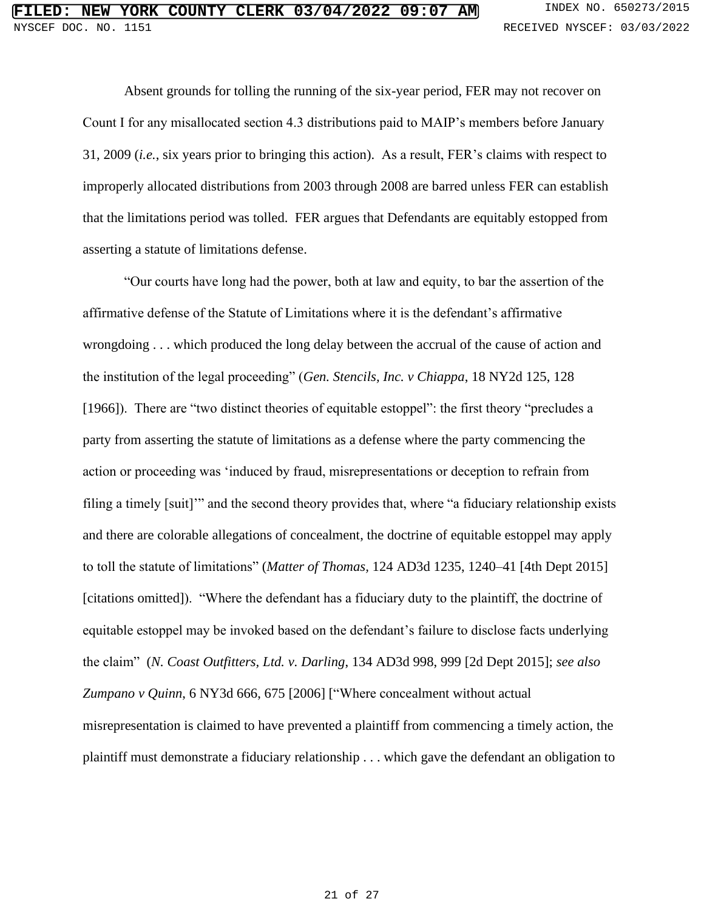Absent grounds for tolling the running of the six-year period, FER may not recover on Count I for any misallocated section 4.3 distributions paid to MAIP's members before January 31, 2009 (*i.e.*, six years prior to bringing this action). As a result, FER's claims with respect to improperly allocated distributions from 2003 through 2008 are barred unless FER can establish that the limitations period was tolled. FER argues that Defendants are equitably estopped from asserting a statute of limitations defense.

"Our courts have long had the power, both at law and equity, to bar the assertion of the affirmative defense of the Statute of Limitations where it is the defendant's affirmative wrongdoing . . . which produced the long delay between the accrual of the cause of action and the institution of the legal proceeding" (*Gen. Stencils, Inc. v Chiappa*, 18 NY2d 125, 128 [1966]). There are "two distinct theories of equitable estoppel": the first theory "precludes a party from asserting the statute of limitations as a defense where the party commencing the action or proceeding was 'induced by fraud, misrepresentations or deception to refrain from filing a timely [suit]'" and the second theory provides that, where "a fiduciary relationship exists and there are colorable allegations of concealment, the doctrine of equitable estoppel may apply to toll the statute of limitations" (*Matter of Thomas*, 124 AD3d 1235, 1240–41 [4th Dept 2015] [citations omitted]). "Where the defendant has a fiduciary duty to the plaintiff, the doctrine of equitable estoppel may be invoked based on the defendant's failure to disclose facts underlying the claim" (*N. Coast Outfitters, Ltd. v. Darling*, 134 AD3d 998, 999 [2d Dept 2015]; *see also Zumpano v Quinn*, 6 NY3d 666, 675 [2006] ["Where concealment without actual misrepresentation is claimed to have prevented a plaintiff from commencing a timely action, the plaintiff must demonstrate a fiduciary relationship . . . which gave the defendant an obligation to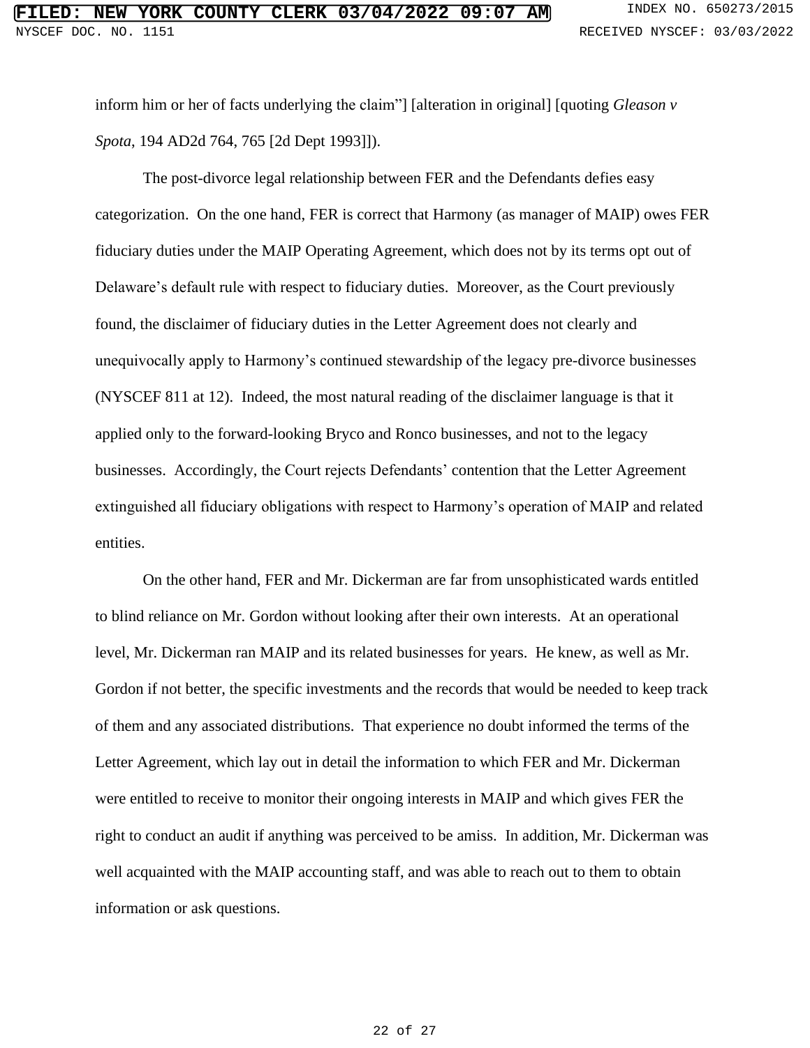inform him or her of facts underlying the claim"] [alteration in original] [quoting *Gleason v Spota*, 194 AD2d 764, 765 [2d Dept 1993]]).

The post-divorce legal relationship between FER and the Defendants defies easy categorization. On the one hand, FER is correct that Harmony (as manager of MAIP) owes FER fiduciary duties under the MAIP Operating Agreement, which does not by its terms opt out of Delaware's default rule with respect to fiduciary duties. Moreover, as the Court previously found, the disclaimer of fiduciary duties in the Letter Agreement does not clearly and unequivocally apply to Harmony's continued stewardship of the legacy pre-divorce businesses (NYSCEF 811 at 12). Indeed, the most natural reading of the disclaimer language is that it applied only to the forward-looking Bryco and Ronco businesses, and not to the legacy businesses. Accordingly, the Court rejects Defendants' contention that the Letter Agreement extinguished all fiduciary obligations with respect to Harmony's operation of MAIP and related entities.

On the other hand, FER and Mr. Dickerman are far from unsophisticated wards entitled to blind reliance on Mr. Gordon without looking after their own interests. At an operational level, Mr. Dickerman ran MAIP and its related businesses for years. He knew, as well as Mr. Gordon if not better, the specific investments and the records that would be needed to keep track of them and any associated distributions. That experience no doubt informed the terms of the Letter Agreement, which lay out in detail the information to which FER and Mr. Dickerman were entitled to receive to monitor their ongoing interests in MAIP and which gives FER the right to conduct an audit if anything was perceived to be amiss. In addition, Mr. Dickerman was well acquainted with the MAIP accounting staff, and was able to reach out to them to obtain information or ask questions.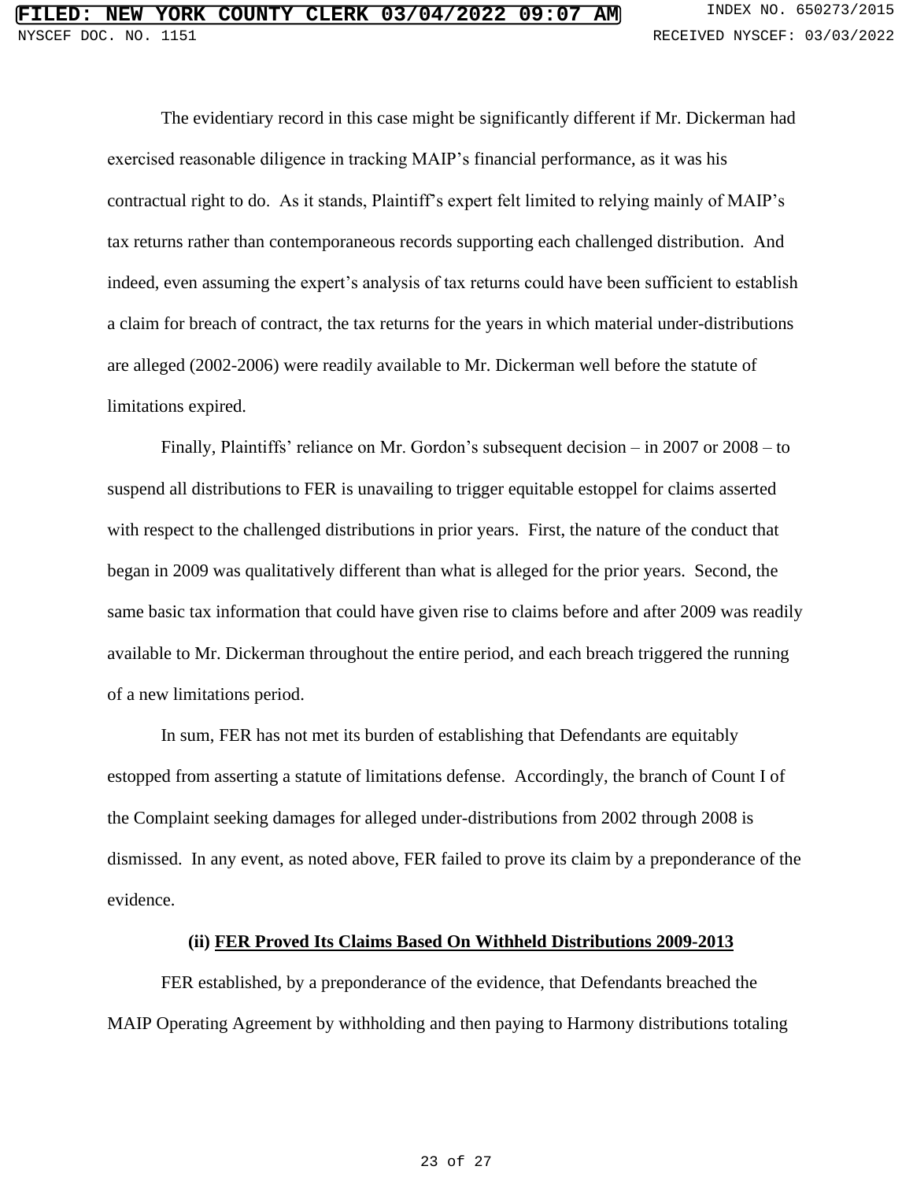The evidentiary record in this case might be significantly different if Mr. Dickerman had exercised reasonable diligence in tracking MAIP's financial performance, as it was his contractual right to do. As it stands, Plaintiff's expert felt limited to relying mainly of MAIP's tax returns rather than contemporaneous records supporting each challenged distribution. And indeed, even assuming the expert's analysis of tax returns could have been sufficient to establish a claim for breach of contract, the tax returns for the years in which material under-distributions are alleged (2002-2006) were readily available to Mr. Dickerman well before the statute of limitations expired.

Finally, Plaintiffs' reliance on Mr. Gordon's subsequent decision – in 2007 or 2008 – to suspend all distributions to FER is unavailing to trigger equitable estoppel for claims asserted with respect to the challenged distributions in prior years. First, the nature of the conduct that began in 2009 was qualitatively different than what is alleged for the prior years. Second, the same basic tax information that could have given rise to claims before and after 2009 was readily available to Mr. Dickerman throughout the entire period, and each breach triggered the running of a new limitations period.

In sum, FER has not met its burden of establishing that Defendants are equitably estopped from asserting a statute of limitations defense. Accordingly, the branch of Count I of the Complaint seeking damages for alleged under-distributions from 2002 through 2008 is dismissed. In any event, as noted above, FER failed to prove its claim by a preponderance of the evidence.

**(ii) <u>FER Proved Its Claims Based On Withheld Distributions 2009-2013</u>**

FER established, by a preponderance of the evidence, that Defendants breached the MAIP Operating Agreement by withholding and then paying to Harmony distributions totaling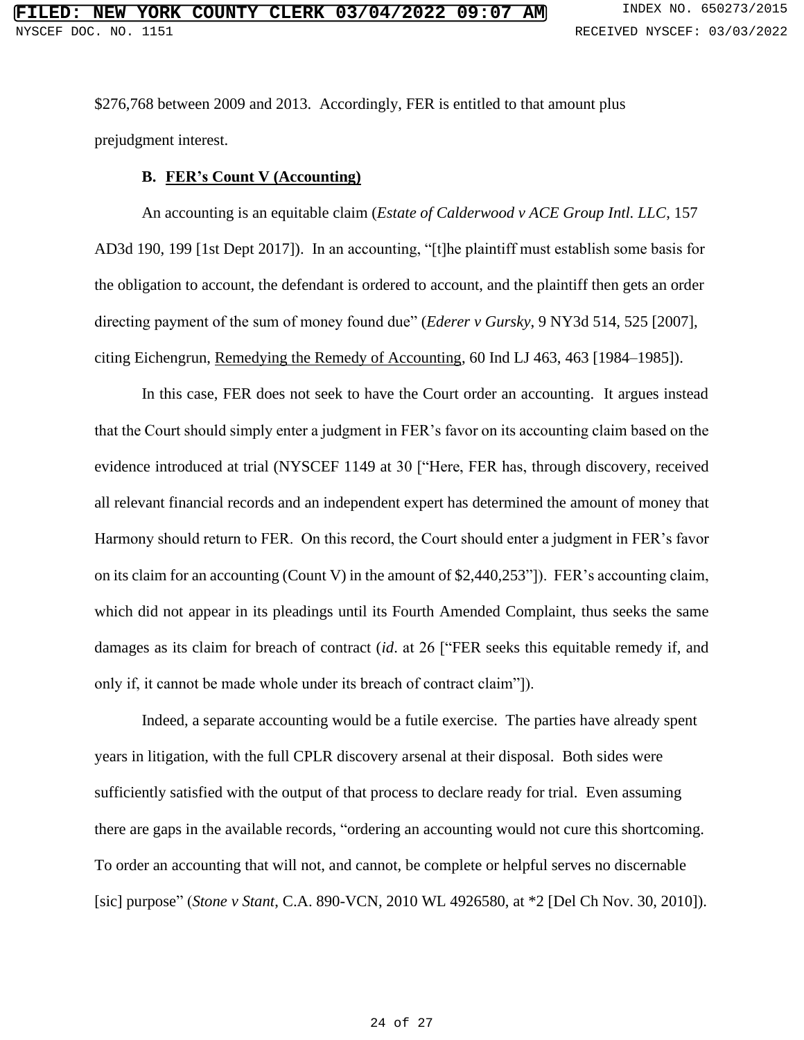$276,768 between 2009 and 2013. Accordingly, FER is entitled to that amount plus prejudgment interest.

**B. <u>FER's Count V (Accounting)</u>**

An accounting is an equitable claim (*Estate of Calderwood v ACE Group Intl. LLC*, 157 AD3d 190, 199 [1st Dept 2017]). In an accounting, "[t]he plaintiff must establish some basis for the obligation to account, the defendant is ordered to account, and the plaintiff then gets an order directing payment of the sum of money found due" (*Ederer v Gursky*, 9 NY3d 514, 525 [2007], citing Eichengrun, <u>Remedying the Remedy of Accounting</u>, 60 Ind LJ 463, 463 [1984–1985]).

In this case, FER does not seek to have the Court order an accounting. It argues instead that the Court should simply enter a judgment in FER's favor on its accounting claim based on the evidence introduced at trial (NYSCEF 1149 at 30 ["Here, FER has, through discovery, received all relevant financial records and an independent expert has determined the amount of money that Harmony should return to FER. On this record, the Court should enter a judgment in FER's favor on its claim for an accounting (Count V) in the amount of $2,440,253"]). FER's accounting claim, which did not appear in its pleadings until its Fourth Amended Complaint, thus seeks the same damages as its claim for breach of contract (*id*. at 26 ["FER seeks this equitable remedy if, and only if, it cannot be made whole under its breach of contract claim"]).

Indeed, a separate accounting would be a futile exercise. The parties have already spent years in litigation, with the full CPLR discovery arsenal at their disposal. Both sides were sufficiently satisfied with the output of that process to declare ready for trial. Even assuming there are gaps in the available records, "ordering an accounting would not cure this shortcoming. To order an accounting that will not, and cannot, be complete or helpful serves no discernable [sic] purpose" (*Stone v Stant*, C.A. 890-VCN, 2010 WL 4926580, at *2 [Del Ch Nov. 30, 2010]).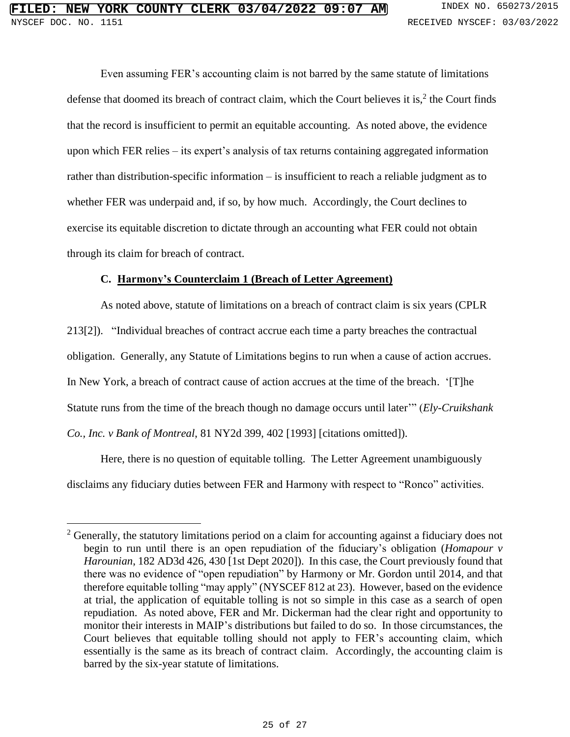Even assuming FER's accounting claim is not barred by the same statute of limitations defense that doomed its breach of contract claim, which the Court believes it is,[2] the Court finds that the record is insufficient to permit an equitable accounting. As noted above, the evidence upon which FER relies – its expert's analysis of tax returns containing aggregated information rather than distribution-specific information – is insufficient to reach a reliable judgment as to whether FER was underpaid and, if so, by how much. Accordingly, the Court declines to exercise its equitable discretion to dictate through an accounting what FER could not obtain through its claim for breach of contract.

### C. Harmony's Counterclaim 1 (Breach of Letter Agreement)

As noted above, statute of limitations on a breach of contract claim is six years (CPLR 213[2]). "Individual breaches of contract accrue each time a party breaches the contractual obligation. Generally, any Statute of Limitations begins to run when a cause of action accrues. In New York, a breach of contract cause of action accrues at the time of the breach. '[T]he Statute runs from the time of the breach though no damage occurs until later'" (*Ely-Cruikshank Co., Inc. v Bank of Montreal*, 81 NY2d 399, 402 [1993] [citations omitted]).

Here, there is no question of equitable tolling. The Letter Agreement unambiguously disclaims any fiduciary duties between FER and Harmony with respect to "Ronco" activities.

---

[2] Generally, the statutory limitations period on a claim for accounting against a fiduciary does not begin to run until there is an open repudiation of the fiduciary's obligation (*Homapour v Harounian*, 182 AD3d 426, 430 [1st Dept 2020]). In this case, the Court previously found that there was no evidence of "open repudiation" by Harmony or Mr. Gordon until 2014, and that therefore equitable tolling "may apply" (NYSCEF 812 at 23). However, based on the evidence at trial, the application of equitable tolling is not so simple in this case as a search of open repudiation. As noted above, FER and Mr. Dickerman had the clear right and opportunity to monitor their interests in MAIP's distributions but failed to do so. In those circumstances, the Court believes that equitable tolling should not apply to FER's accounting claim, which essentially is the same as its breach of contract claim. Accordingly, the accounting claim is barred by the six-year statute of limitations.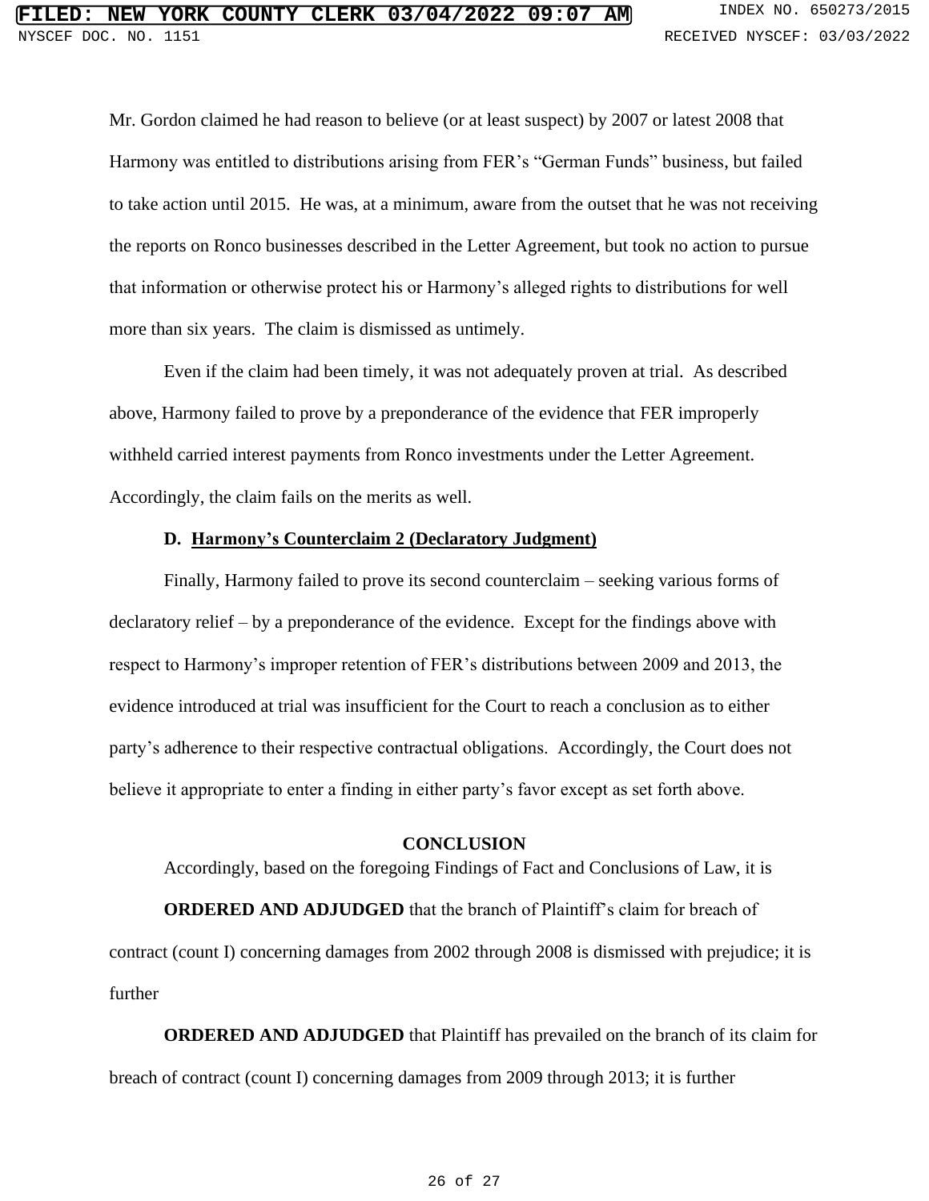Mr. Gordon claimed he had reason to believe (or at least suspect) by 2007 or latest 2008 that Harmony was entitled to distributions arising from FER's "German Funds" business, but failed to take action until 2015. He was, at a minimum, aware from the outset that he was not receiving the reports on Ronco businesses described in the Letter Agreement, but took no action to pursue that information or otherwise protect his or Harmony's alleged rights to distributions for well more than six years. The claim is dismissed as untimely.

Even if the claim had been timely, it was not adequately proven at trial. As described above, Harmony failed to prove by a preponderance of the evidence that FER improperly withheld carried interest payments from Ronco investments under the Letter Agreement. Accordingly, the claim fails on the merits as well.

### D. Harmony's Counterclaim 2 (Declaratory Judgment)

Finally, Harmony failed to prove its second counterclaim – seeking various forms of declaratory relief – by a preponderance of the evidence. Except for the findings above with respect to Harmony's improper retention of FER's distributions between 2009 and 2013, the evidence introduced at trial was insufficient for the Court to reach a conclusion as to either party's adherence to their respective contractual obligations. Accordingly, the Court does not believe it appropriate to enter a finding in either party's favor except as set forth above.

## CONCLUSION

Accordingly, based on the foregoing Findings of Fact and Conclusions of Law, it is

**ORDERED AND ADJUDGED** that the branch of Plaintiff's claim for breach of contract (count I) concerning damages from 2002 through 2008 is dismissed with prejudice; it is further

**ORDERED AND ADJUDGED** that Plaintiff has prevailed on the branch of its claim for breach of contract (count I) concerning damages from 2009 through 2013; it is further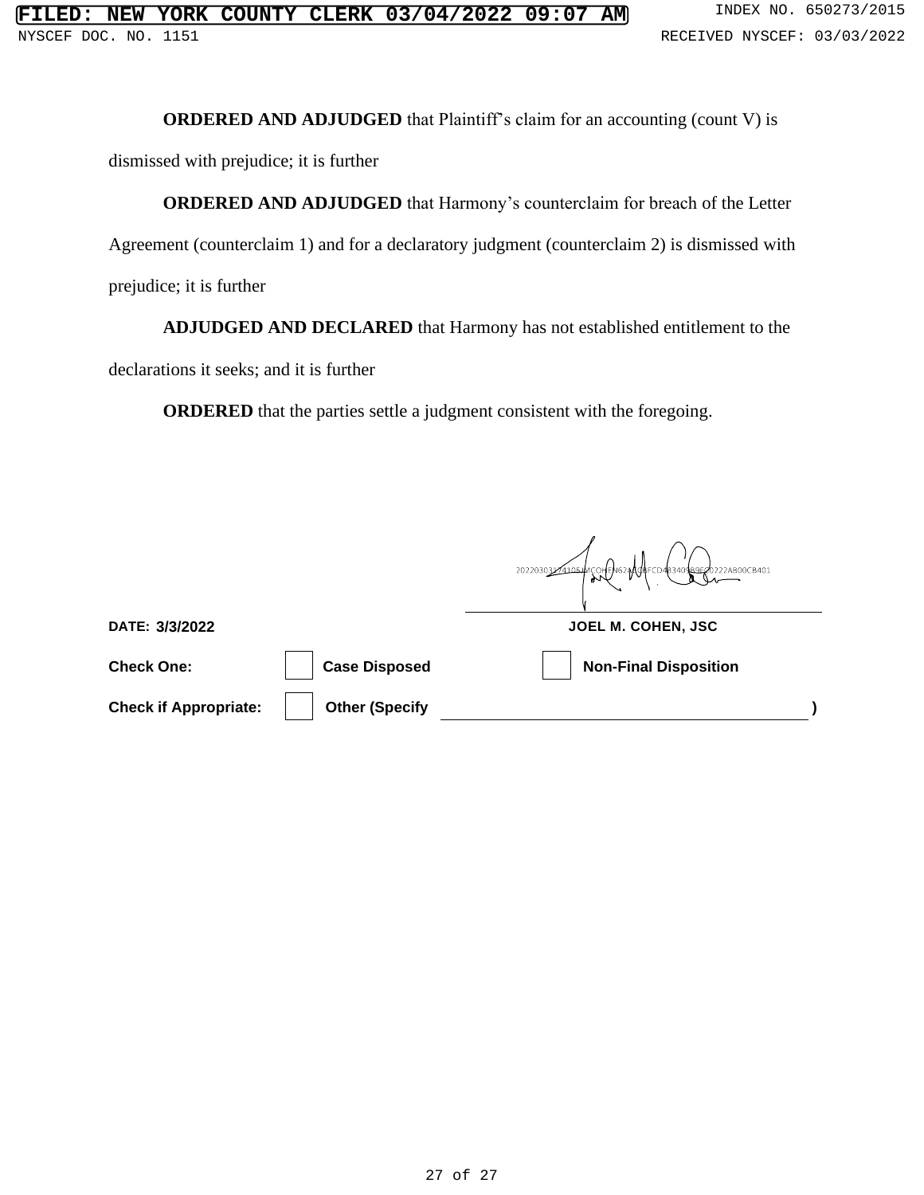**ORDERED AND ADJUDGED** that Plaintiff's claim for an accounting (count V) is dismissed with prejudice; it is further

**ORDERED AND ADJUDGED** that Harmony's counterclaim for breach of the Letter Agreement (counterclaim 1) and for a declaratory judgment (counterclaim 2) is dismissed with prejudice; it is further

**ADJUDGED AND DECLARED** that Harmony has not established entitlement to the declarations it seeks; and it is further

**ORDERED** that the parties settle a judgment consistent with the foregoing.

20220303124105JMCOHEN62A0BFCD483409B9FE0222AB00CB401

**DATE: 3/3/2022**

**JOEL M. COHEN, JSC**

**Check One:** ☐ **Case Disposed** ☐ **Non-Final Disposition**

**Check if Appropriate:** ☐ **Other (Specify** ______________________________ **)**